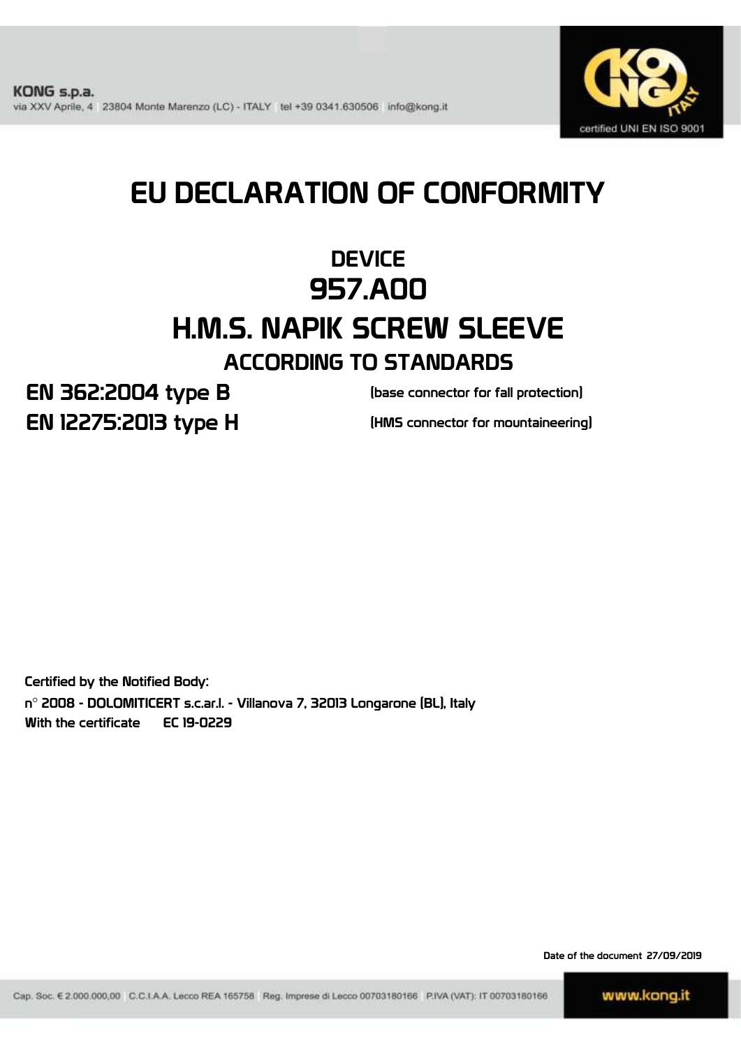KONG s.p.a.
via XXV Aprile, 4 23804 Monte Marenzo (LC) - ITALY tel +39 0341.630506 info@kong.it

certified UNI EN ISO 9001

# EU DECLARATION OF CONFORMITY

## DEVICE
## 957.A00
## H.M.S. NAPIK SCREW SLEEVE
### ACCORDING TO STANDARDS

**EN 362:2004 type B** (base connector for fall protection)

**EN 12275:2013 type H** (HMS connector for mountaineering)

Certified by the Notified Body:
n° 2008 - DOLOMITICERT s.c.ar.l. - Villanova 7, 32013 Longarone (BL), Italy
With the certificate EC 19-0229

Date of the document 27/09/2019

Cap. Soc. € 2.000.000,00 C.C.I.A.A. Lecco REA 165758 Reg. Imprese di Lecco 00703180166 P.IVA (VAT): IT 00703180166

www.kong.it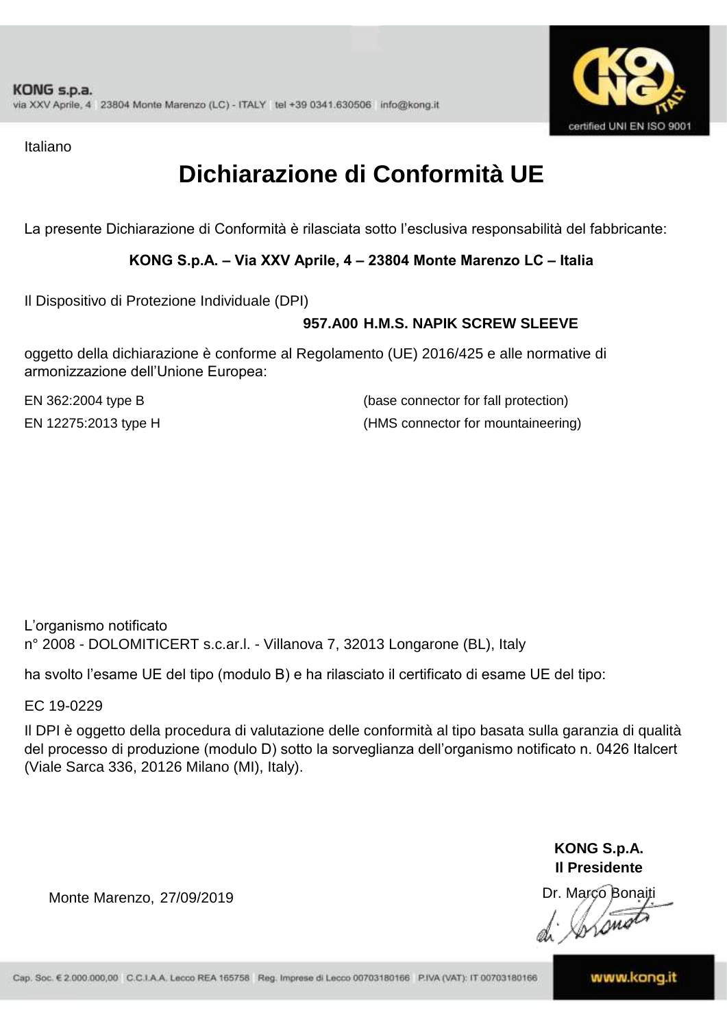Italiano

# Dichiarazione di Conformità UE

La presente Dichiarazione di Conformità è rilasciata sotto l'esclusiva responsabilità del fabbricante:

**KONG S.p.A. – Via XXV Aprile, 4 – 23804 Monte Marenzo LC – Italia**

Il Dispositivo di Protezione Individuale (DPI)

**957.A00 H.M.S. NAPIK SCREW SLEEVE**

oggetto della dichiarazione è conforme al Regolamento (UE) 2016/425 e alle normative di armonizzazione dell'Unione Europea:

| | |
|---|---|
| EN 362:2004 type B | (base connector for fall protection) |
| EN 12275:2013 type H | (HMS connector for mountaineering) |

L'organismo notificato
n° 2008 - DOLOMITICERT s.c.ar.l. - Villanova 7, 32013 Longarone (BL), Italy

ha svolto l'esame UE del tipo (modulo B) e ha rilasciato il certificato di esame UE del tipo:

EC 19-0229

Il DPI è oggetto della procedura di valutazione delle conformità al tipo basata sulla garanzia di qualità del processo di produzione (modulo D) sotto la sorveglianza dell'organismo notificato n. 0426 Italcert (Viale Sarca 336, 20126 Milano (MI), Italy).

Monte Marenzo, 27/09/2019

**KONG S.p.A.**
**Il Presidente**
Dr. Marco Bonaiti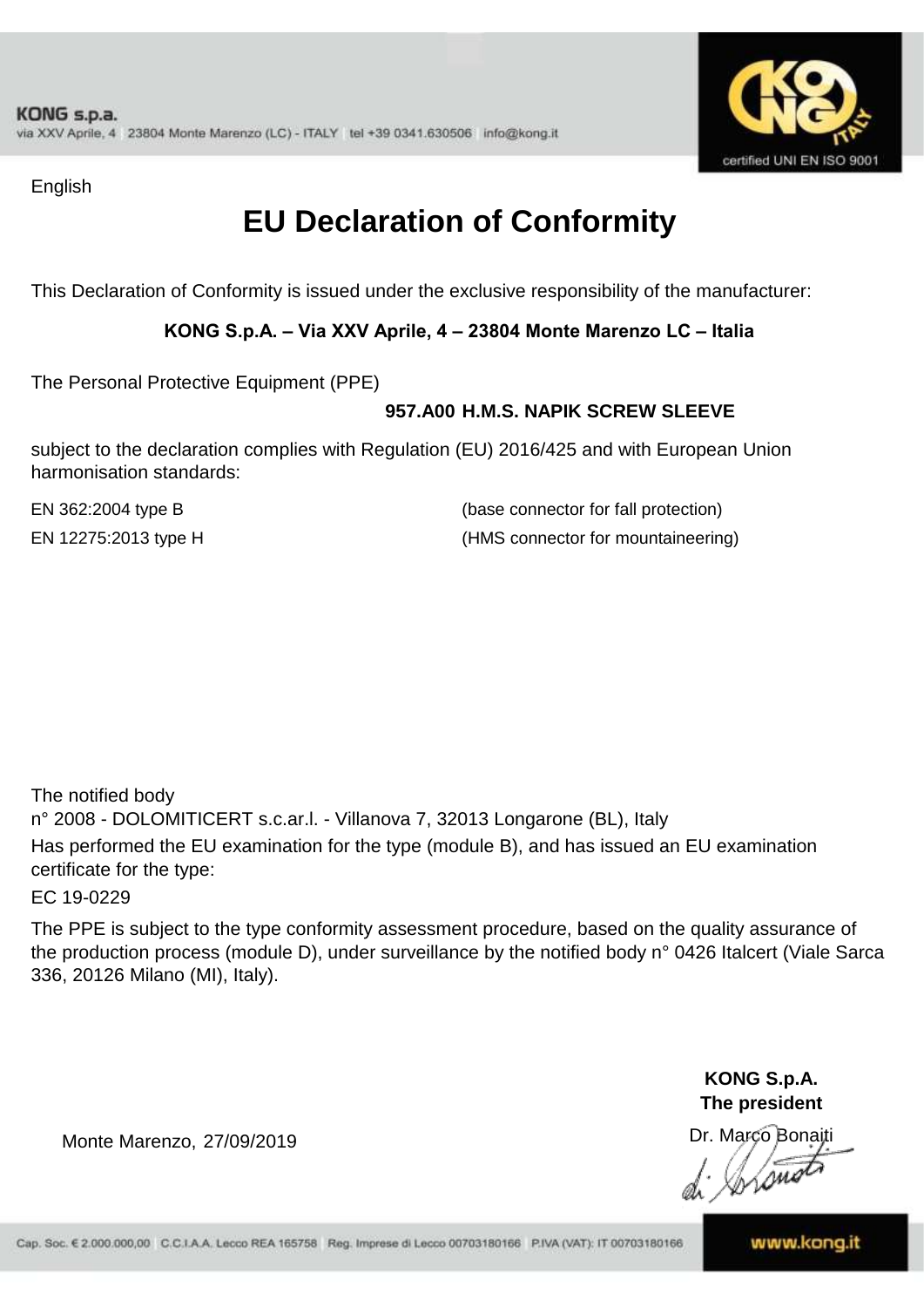English

# EU Declaration of Conformity

This Declaration of Conformity is issued under the exclusive responsibility of the manufacturer:

**KONG S.p.A. – Via XXV Aprile, 4 – 23804 Monte Marenzo LC – Italia**

The Personal Protective Equipment (PPE)

**957.A00 H.M.S. NAPIK SCREW SLEEVE**

subject to the declaration complies with Regulation (EU) 2016/425 and with European Union harmonisation standards:

| | |
|---|---|
| EN 362:2004 type B | (base connector for fall protection) |
| EN 12275:2013 type H | (HMS connector for mountaineering) |

The notified body

n° 2008 - DOLOMITICERT s.c.ar.l. - Villanova 7, 32013 Longarone (BL), Italy

Has performed the EU examination for the type (module B), and has issued an EU examination certificate for the type:

EC 19-0229

The PPE is subject to the type conformity assessment procedure, based on the quality assurance of the production process (module D), under surveillance by the notified body n° 0426 Italcert (Viale Sarca 336, 20126 Milano (MI), Italy).

**KONG S.p.A.**
**The president**

Monte Marenzo, 27/09/2019

Dr. Marco Bonaiti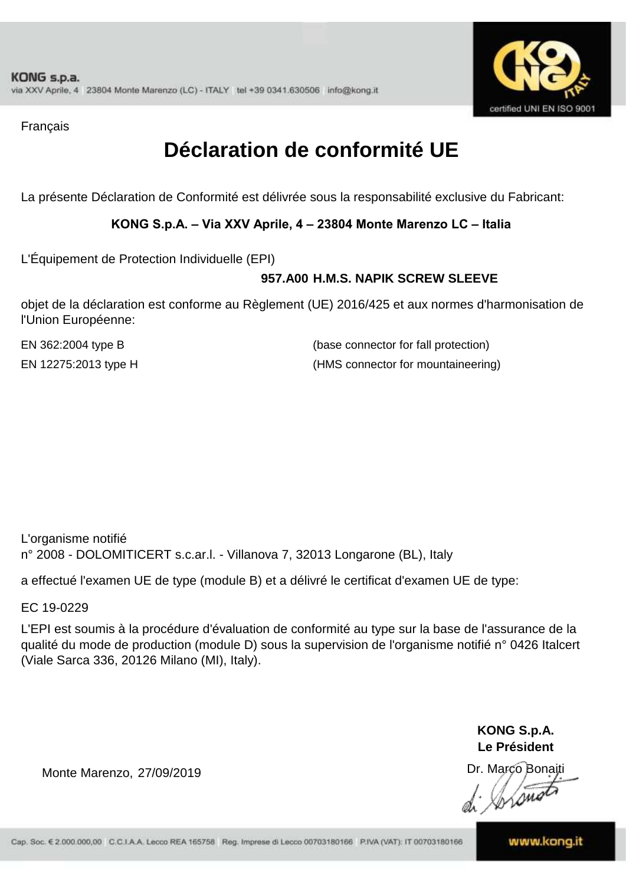Français

# Déclaration de conformité UE

La présente Déclaration de Conformité est délivrée sous la responsabilité exclusive du Fabricant:

**KONG S.p.A. – Via XXV Aprile, 4 – 23804 Monte Marenzo LC – Italia**

L'Équipement de Protection Individuelle (EPI)

**957.A00 H.M.S. NAPIK SCREW SLEEVE**

objet de la déclaration est conforme au Règlement (UE) 2016/425 et aux normes d'harmonisation de l'Union Européenne:

| | |
|---|---|
| EN 362:2004 type B | (base connector for fall protection) |
| EN 12275:2013 type H | (HMS connector for mountaineering) |

L'organisme notifié
n° 2008 - DOLOMITICERT s.c.ar.l. - Villanova 7, 32013 Longarone (BL), Italy

a effectué l'examen UE de type (module B) et a délivré le certificat d'examen UE de type:

EC 19-0229

L'EPI est soumis à la procédure d'évaluation de conformité au type sur la base de l'assurance de la qualité du mode de production (module D) sous la supervision de l'organisme notifié n° 0426 Italcert (Viale Sarca 336, 20126 Milano (MI), Italy).

**KONG S.p.A.**
**Le Président**
Dr. Marco Bonaiti

Monte Marenzo, 27/09/2019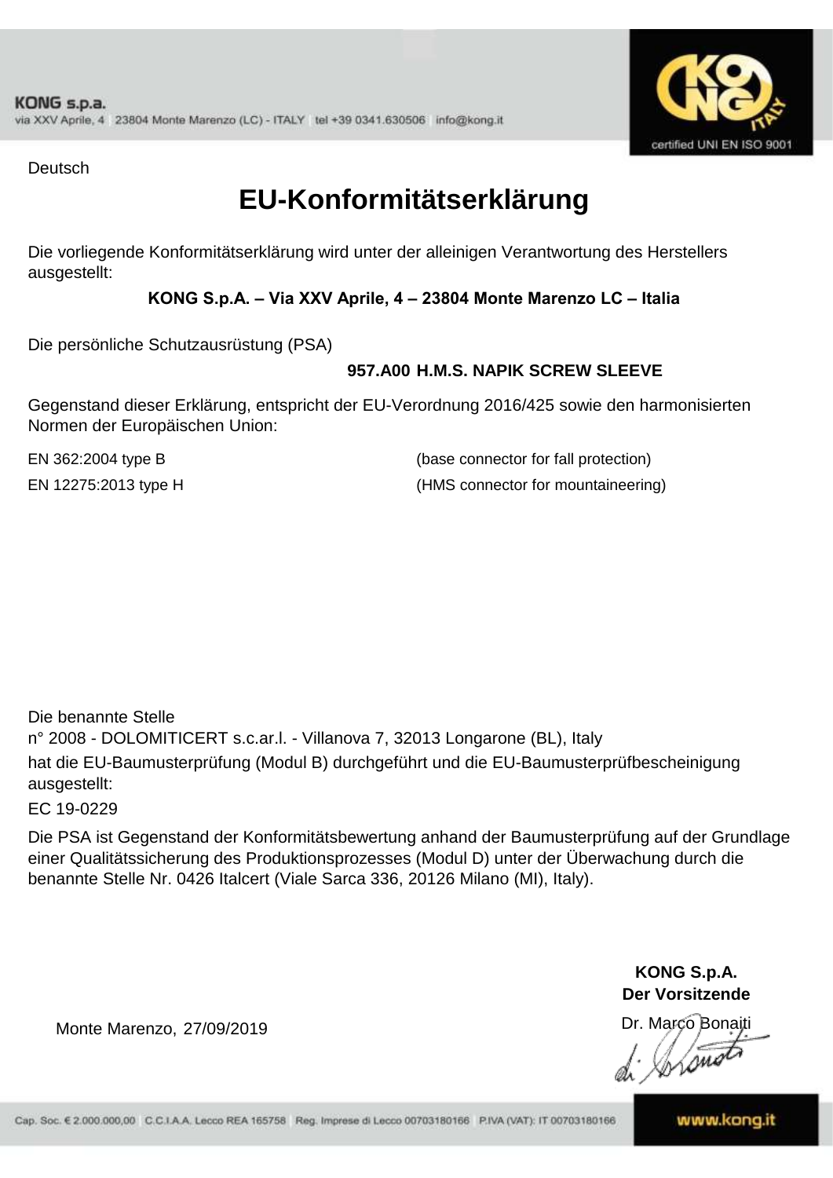Deutsch

# EU-Konformitätserklärung

Die vorliegende Konformitätserklärung wird unter der alleinigen Verantwortung des Herstellers ausgestellt:

**KONG S.p.A. – Via XXV Aprile, 4 – 23804 Monte Marenzo LC – Italia**

Die persönliche Schutzausrüstung (PSA)

**957.A00 H.M.S. NAPIK SCREW SLEEVE**

Gegenstand dieser Erklärung, entspricht der EU-Verordnung 2016/425 sowie den harmonisierten Normen der Europäischen Union:

| | |
|---|---|
| EN 362:2004 type B | (base connector for fall protection) |
| EN 12275:2013 type H | (HMS connector for mountaineering) |

Die benannte Stelle
n° 2008 - DOLOMITICERT s.c.ar.l. - Villanova 7, 32013 Longarone (BL), Italy
hat die EU-Baumusterprüfung (Modul B) durchgeführt und die EU-Baumusterprüfbescheinigung ausgestellt:
EC 19-0229

Die PSA ist Gegenstand der Konformitätsbewertung anhand der Baumusterprüfung auf der Grundlage einer Qualitätssicherung des Produktionsprozesses (Modul D) unter der Überwachung durch die benannte Stelle Nr. 0426 Italcert (Viale Sarca 336, 20126 Milano (MI), Italy).

Monte Marenzo, 27/09/2019

**KONG S.p.A.**
**Der Vorsitzende**
Dr. Marco Bonaiti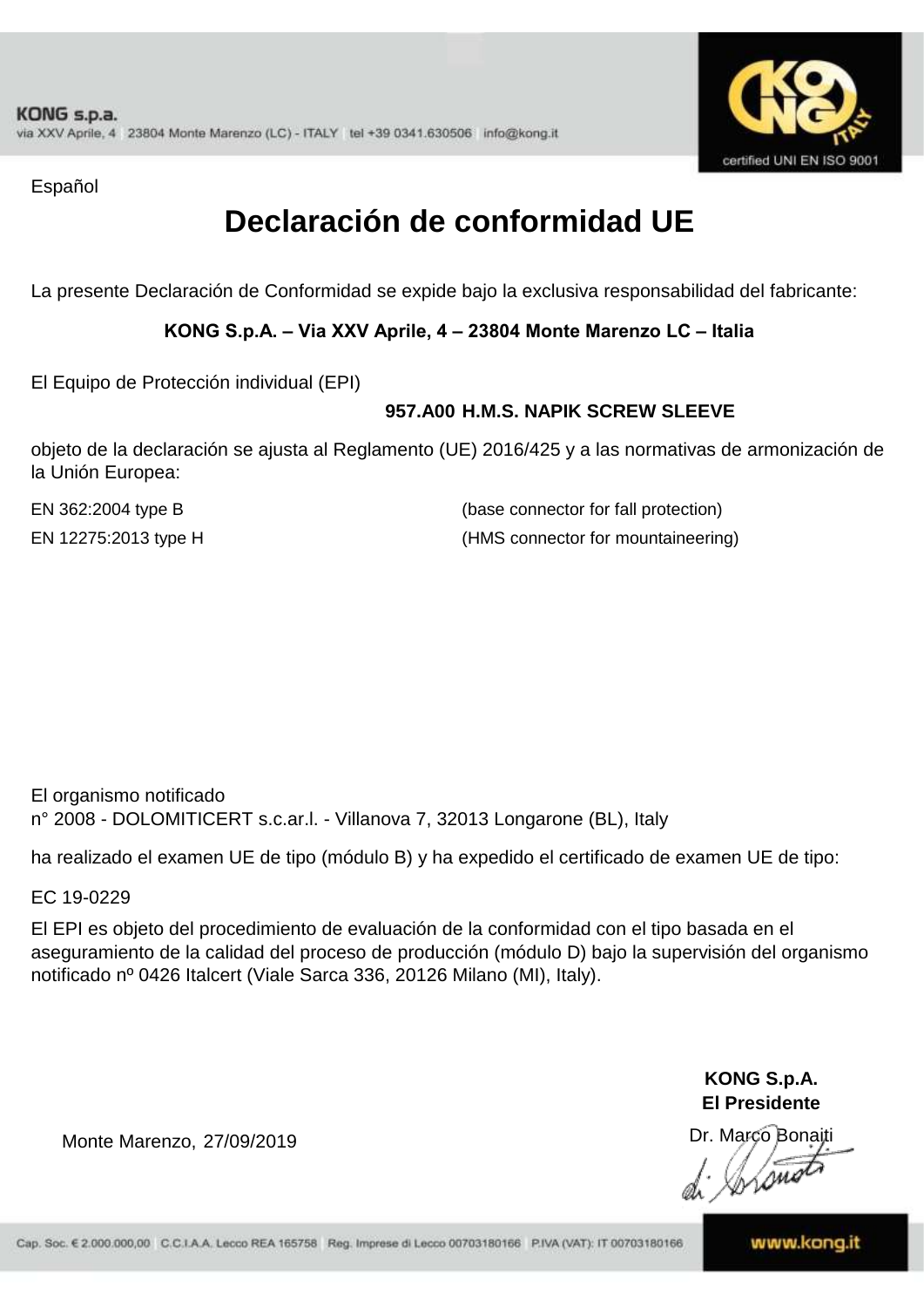Español

# Declaración de conformidad UE

La presente Declaración de Conformidad se expide bajo la exclusiva responsabilidad del fabricante:

**KONG S.p.A. – Via XXV Aprile, 4 – 23804 Monte Marenzo LC – Italia**

El Equipo de Protección individual (EPI)

**957.A00 H.M.S. NAPIK SCREW SLEEVE**

objeto de la declaración se ajusta al Reglamento (UE) 2016/425 y a las normativas de armonización de la Unión Europea:

| | |
|---|---|
| EN 362:2004 type B | (base connector for fall protection) |
| EN 12275:2013 type H | (HMS connector for mountaineering) |

El organismo notificado
n° 2008 - DOLOMITICERT s.c.ar.l. - Villanova 7, 32013 Longarone (BL), Italy

ha realizado el examen UE de tipo (módulo B) y ha expedido el certificado de examen UE de tipo:

EC 19-0229

El EPI es objeto del procedimiento de evaluación de la conformidad con el tipo basada en el aseguramiento de la calidad del proceso de producción (módulo D) bajo la supervisión del organismo notificado nº 0426 Italcert (Viale Sarca 336, 20126 Milano (MI), Italy).

Monte Marenzo, 27/09/2019

**KONG S.p.A.**
**El Presidente**
Dr. Marco Bonaiti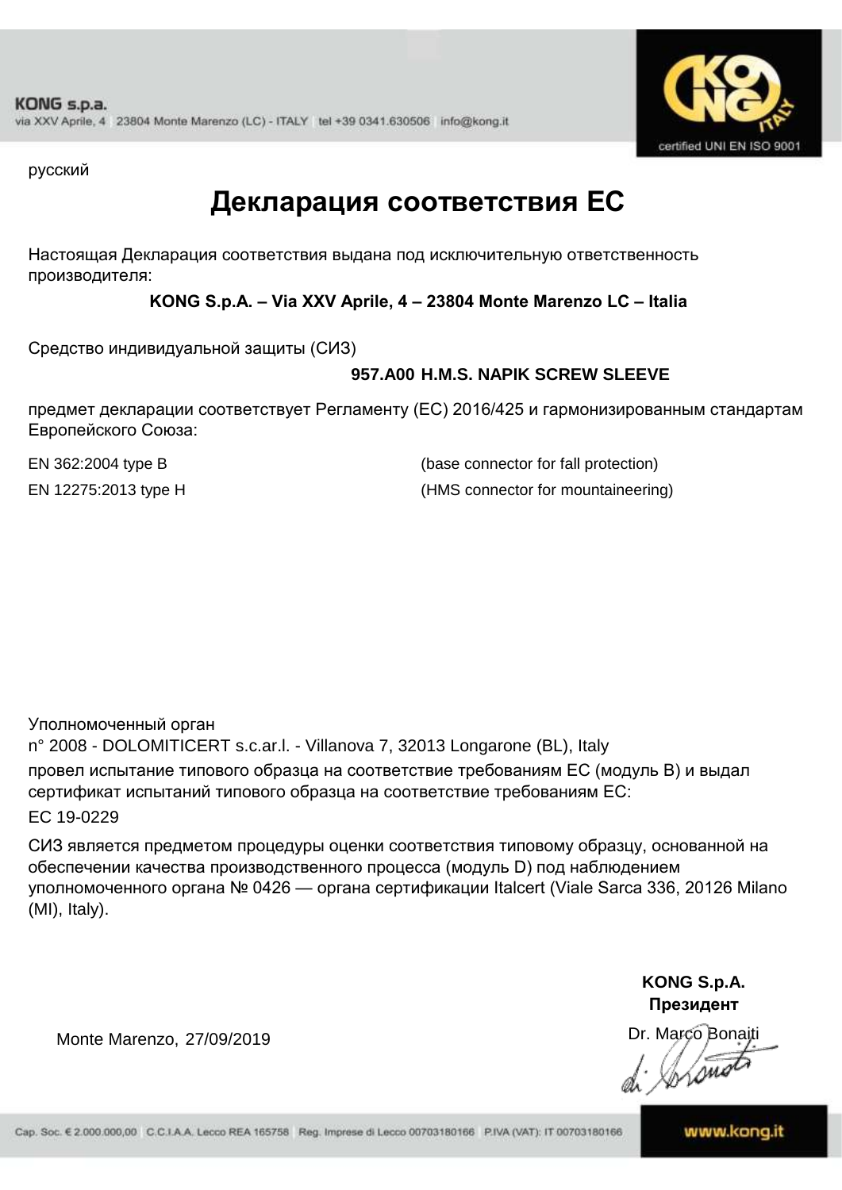русский

# Декларация соответствия ЕС

Настоящая Декларация соответствия выдана под исключительную ответственность производителя:

**KONG S.p.A. – Via XXV Aprile, 4 – 23804 Monte Marenzo LC – Italia**

Средство индивидуальной защиты (СИЗ)

**957.A00 H.M.S. NAPIK SCREW SLEEVE**

предмет декларации соответствует Регламенту (ЕС) 2016/425 и гармонизированным стандартам Европейского Союза:

| | |
|---|---|
| EN 362:2004 type B | (base connector for fall protection) |
| EN 12275:2013 type H | (HMS connector for mountaineering) |

Уполномоченный орган
n° 2008 - DOLOMITICERT s.c.ar.l. - Villanova 7, 32013 Longarone (BL), Italy
провел испытание типового образца на соответствие требованиям ЕС (модуль B) и выдал сертификат испытаний типового образца на соответствие требованиям ЕС:
EC 19-0229

СИЗ является предметом процедуры оценки соответствия типовому образцу, основанной на обеспечении качества производственного процесса (модуль D) под наблюдением уполномоченного органа № 0426 — органа сертификации Italcert (Viale Sarca 336, 20126 Milano (MI), Italy).

Monte Marenzo, 27/09/2019

**KONG S.p.A.**
**Президент**
Dr. Marco Bonaiti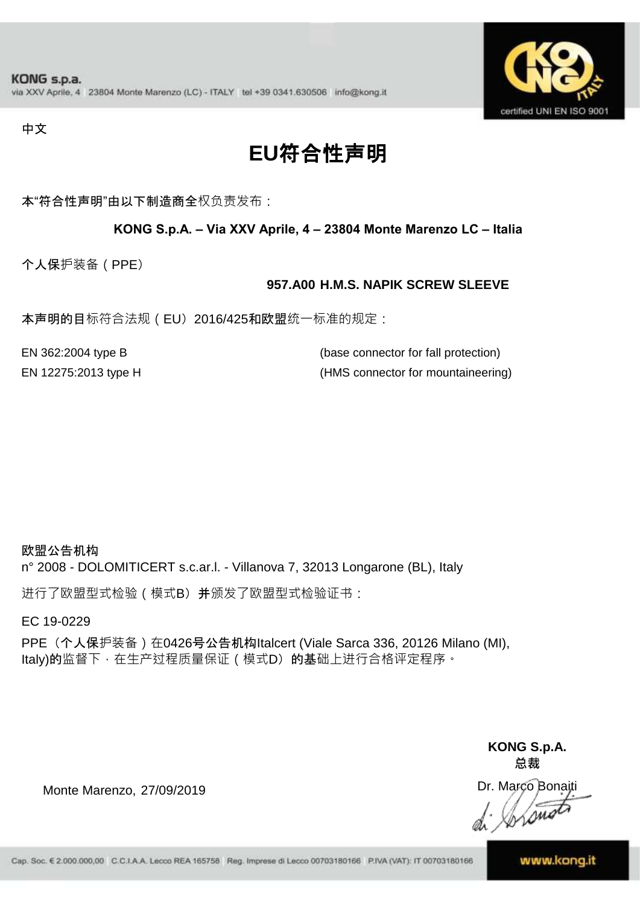**KONG s.p.a.**
via XXV Aprile, 4 23804 Monte Marenzo (LC) - ITALY tel +39 0341.630506 info@kong.it

certified UNI EN ISO 9001

中文

# EU符合性声明

本"符合性声明"由以下制造商全权负责发布：

**KONG S.p.A. – Via XXV Aprile, 4 – 23804 Monte Marenzo LC – Italia**

个人保护装备（PPE）

**957.A00 H.M.S. NAPIK SCREW SLEEVE**

本声明的目标符合法规（EU）2016/425和欧盟统一标准的规定：

EN 362:2004 type B (base connector for fall protection)
EN 12275:2013 type H (HMS connector for mountaineering)

**欧盟公告机构**
n° 2008 - DOLOMITICERT s.c.ar.l. - Villanova 7, 32013 Longarone (BL), Italy

进行了欧盟型式检验（模式B）并颁发了欧盟型式检验证书：

EC 19-0229

PPE（个人保护装备）在0426号公告机构Italcert (Viale Sarca 336, 20126 Milano (MI), Italy)的监督下，在生产过程质量保证（模式D）的基础上进行合格评定程序。

Monte Marenzo, 27/09/2019

**KONG S.p.A.**
**总裁**
Dr. Marco Bonaiti

Cap. Soc. € 2.000.000,00 C.C.I.A.A. Lecco REA 165758 Reg. Imprese di Lecco 00703180166 P.IVA (VAT): IT 00703180166

www.kong.it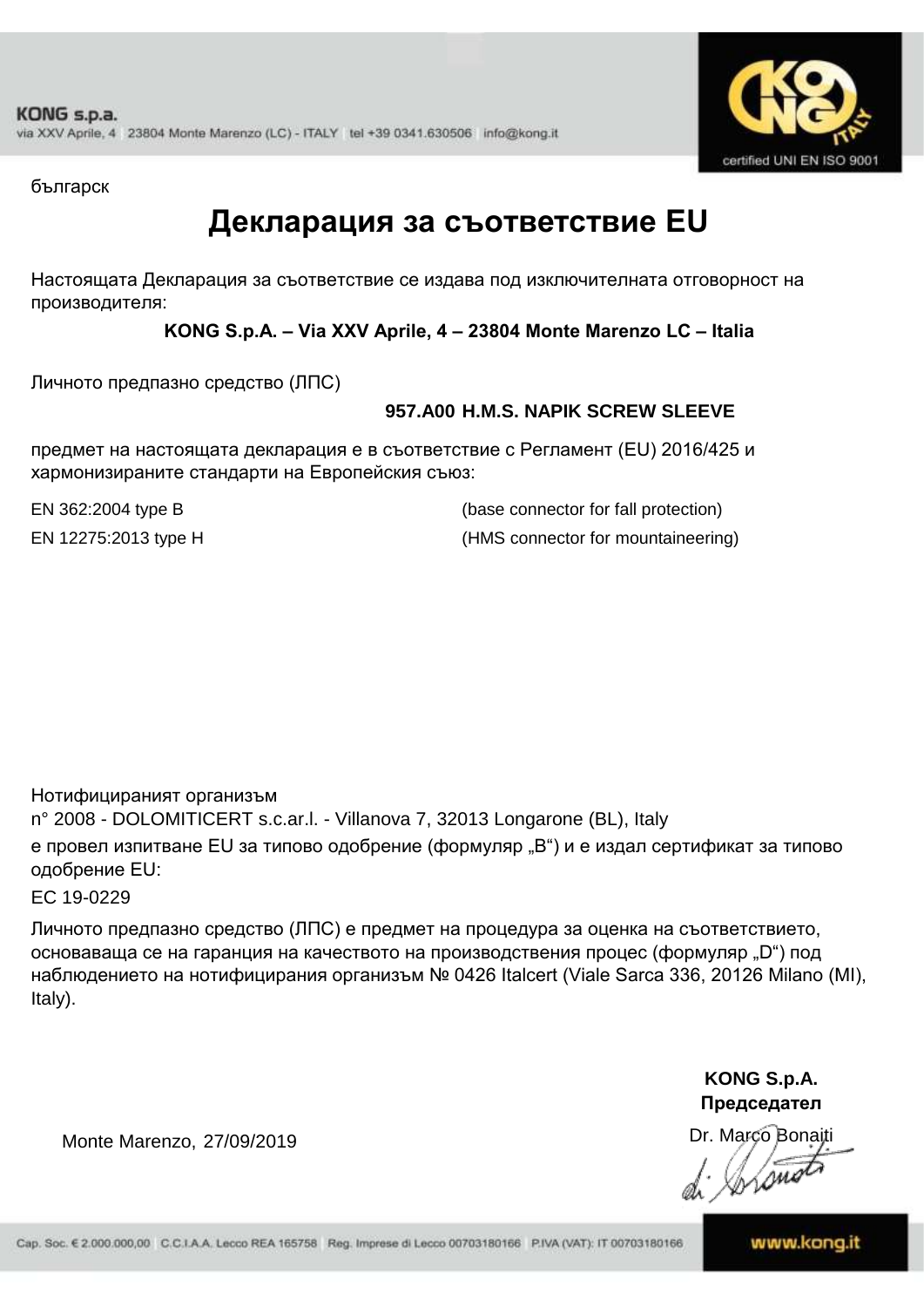KONG s.p.a.
via XXV Aprile, 4 23804 Monte Marenzo (LC) - ITALY tel +39 0341.630506 info@kong.it

certified UNI EN ISO 9001

българск

# Декларация за съответствие EU

Настоящата Декларация за съответствие се издава под изключителната отговорност на производителя:

**KONG S.p.A. – Via XXV Aprile, 4 – 23804 Monte Marenzo LC – Italia**

Личното предпазно средство (ЛПС)

**957.A00 H.M.S. NAPIK SCREW SLEEVE**

предмет на настоящата декларация е в съответствие с Регламент (EU) 2016/425 и хармонизираните стандарти на Европейския съюз:

| | |
|---|---|
| EN 362:2004 type B | (base connector for fall protection) |
| EN 12275:2013 type H | (HMS connector for mountaineering) |

Нотифицираният организъм
n° 2008 - DOLOMITICERT s.c.ar.l. - Villanova 7, 32013 Longarone (BL), Italy
е провел изпитване EU за типово одобрение (формуляр „B“) и е издал сертификат за типово одобрение EU:
EC 19-0229

Личното предпазно средство (ЛПС) е предмет на процедура за оценка на съответствието, основаваща се на гаранция на качеството на производствения процес (формуляр „D“) под наблюдението на нотифицирания организъм № 0426 Italcert (Viale Sarca 336, 20126 Milano (MI), Italy).

Monte Marenzo, 27/09/2019

**KONG S.p.A.**
**Председател**
Dr. Marco Bonaiti

Cap. Soc. € 2.000.000,00 C.C.I.A.A. Lecco REA 165758 Reg. Imprese di Lecco 00703180166 P.IVA (VAT): IT 00703180166

www.kong.it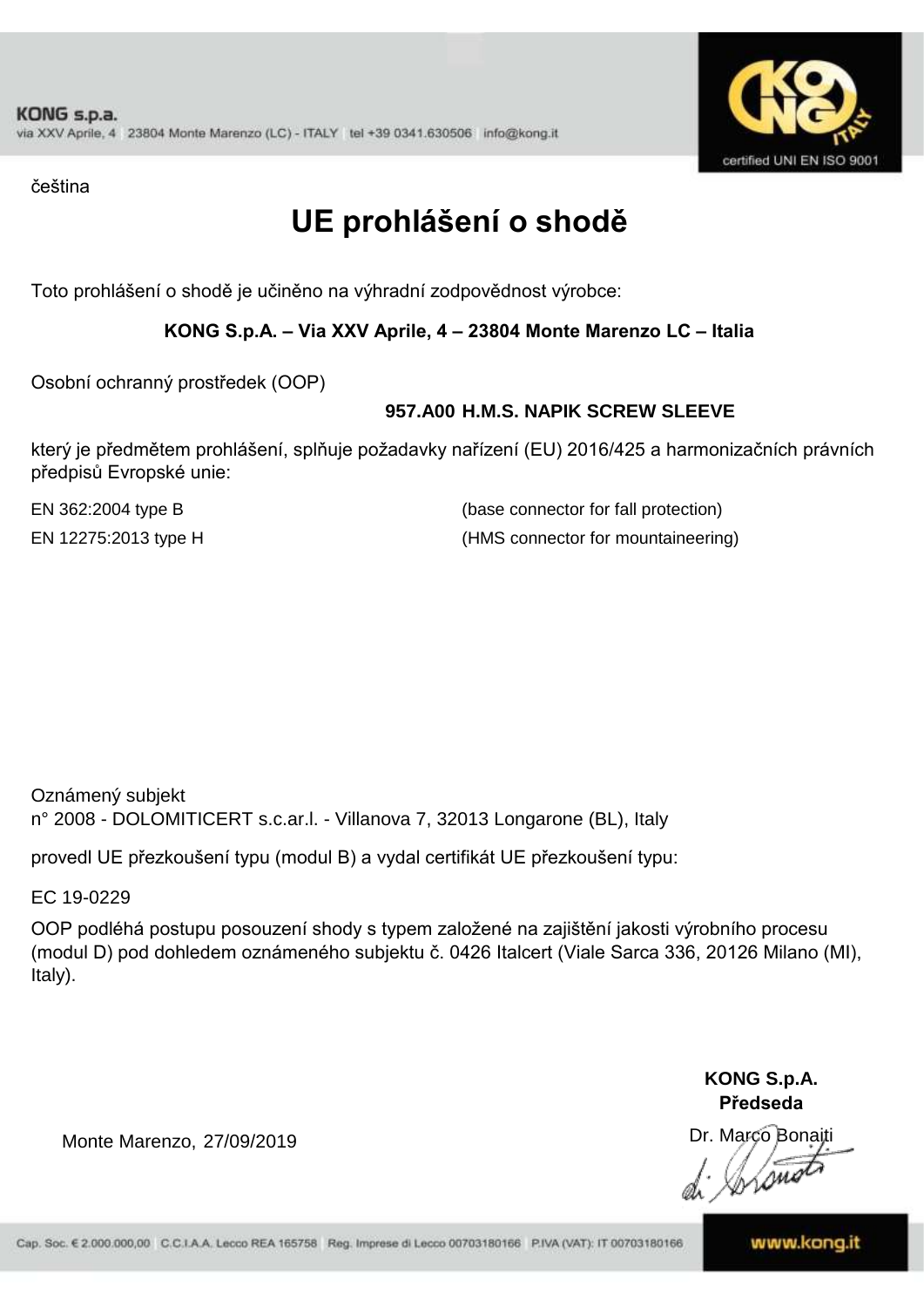čeština

# UE prohlášení o shodě

Toto prohlášení o shodě je učiněno na výhradní zodpovědnost výrobce:

**KONG S.p.A. – Via XXV Aprile, 4 – 23804 Monte Marenzo LC – Italia**

Osobní ochranný prostředek (OOP)

**957.A00 H.M.S. NAPIK SCREW SLEEVE**

který je předmětem prohlášení, splňuje požadavky nařízení (EU) 2016/425 a harmonizačních právních předpisů Evropské unie:

| | |
|---|---|
| EN 362:2004 type B | (base connector for fall protection) |
| EN 12275:2013 type H | (HMS connector for mountaineering) |

Oznámený subjekt
n° 2008 - DOLOMITICERT s.c.ar.l. - Villanova 7, 32013 Longarone (BL), Italy

provedl UE přezkoušení typu (modul B) a vydal certifikát UE přezkoušení typu:

EC 19-0229

OOP podléhá postupu posouzení shody s typem založené na zajištění jakosti výrobního procesu (modul D) pod dohledem oznámeného subjektu č. 0426 Italcert (Viale Sarca 336, 20126 Milano (MI), Italy).

Monte Marenzo, 27/09/2019

**KONG S.p.A.**
**Předseda**
Dr. Marco Bonaiti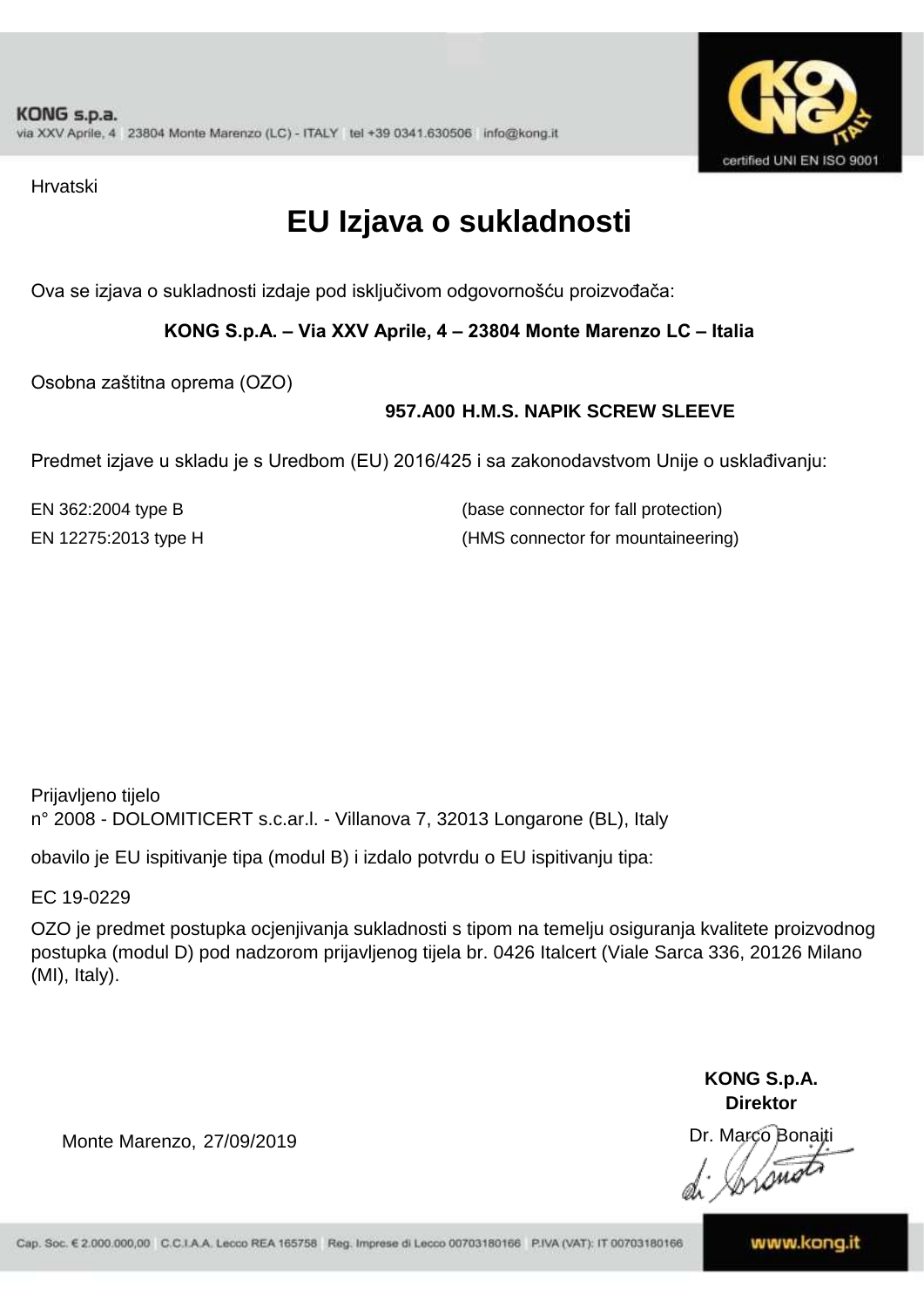Hrvatski

# EU Izjava o sukladnosti

Ova se izjava o sukladnosti izdaje pod isključivom odgovornošću proizvođača:

**KONG S.p.A. – Via XXV Aprile, 4 – 23804 Monte Marenzo LC – Italia**

Osobna zaštitna oprema (OZO)

**957.A00 H.M.S. NAPIK SCREW SLEEVE**

Predmet izjave u skladu je s Uredbom (EU) 2016/425 i sa zakonodavstvom Unije o usklađivanju:

EN 362:2004 type B (base connector for fall protection)

EN 12275:2013 type H (HMS connector for mountaineering)

Prijavljeno tijelo
n° 2008 - DOLOMITICERT s.c.ar.l. - Villanova 7, 32013 Longarone (BL), Italy

obavilo je EU ispitivanje tipa (modul B) i izdalo potvrdu o EU ispitivanju tipa:

EC 19-0229

OZO je predmet postupka ocjenjivanja sukladnosti s tipom na temelju osiguranja kvalitete proizvodnog postupka (modul D) pod nadzorom prijavljenog tijela br. 0426 Italcert (Viale Sarca 336, 20126 Milano (MI), Italy).

**KONG S.p.A.**
**Direktor**

Monte Marenzo, 27/09/2019

Dr. Marco Bonaiti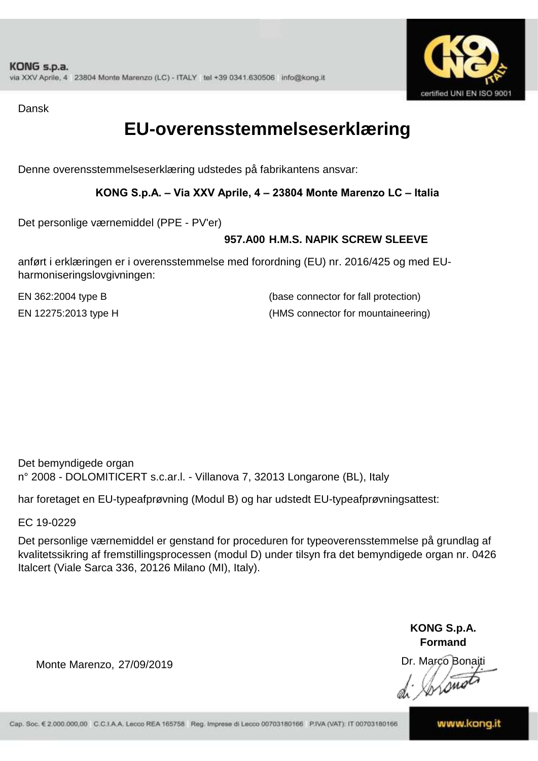Dansk

# EU-overensstemmelseserklæring

Denne overensstemmelseserklæring udstedes på fabrikantens ansvar:

**KONG S.p.A. – Via XXV Aprile, 4 – 23804 Monte Marenzo LC – Italia**

Det personlige værnemiddel (PPE - PV'er)

**957.A00 H.M.S. NAPIK SCREW SLEEVE**

anført i erklæringen er i overensstemmelse med forordning (EU) nr. 2016/425 og med EU-harmoniseringslovgivningen:

| | |
|---|---|
| EN 362:2004 type B | (base connector for fall protection) |
| EN 12275:2013 type H | (HMS connector for mountaineering) |

Det bemyndigede organ
n° 2008 - DOLOMITICERT s.c.ar.l. - Villanova 7, 32013 Longarone (BL), Italy

har foretaget en EU-typeafprøvning (Modul B) og har udstedt EU-typeafprøvningsattest:

EC 19-0229

Det personlige værnemiddel er genstand for proceduren for typeoverensstemmelse på grundlag af kvalitetssikring af fremstillingsprocessen (modul D) under tilsyn fra det bemyndigede organ nr. 0426 Italcert (Viale Sarca 336, 20126 Milano (MI), Italy).

Monte Marenzo, 27/09/2019

**KONG S.p.A.**
**Formand**

Dr. Marco Bonaiti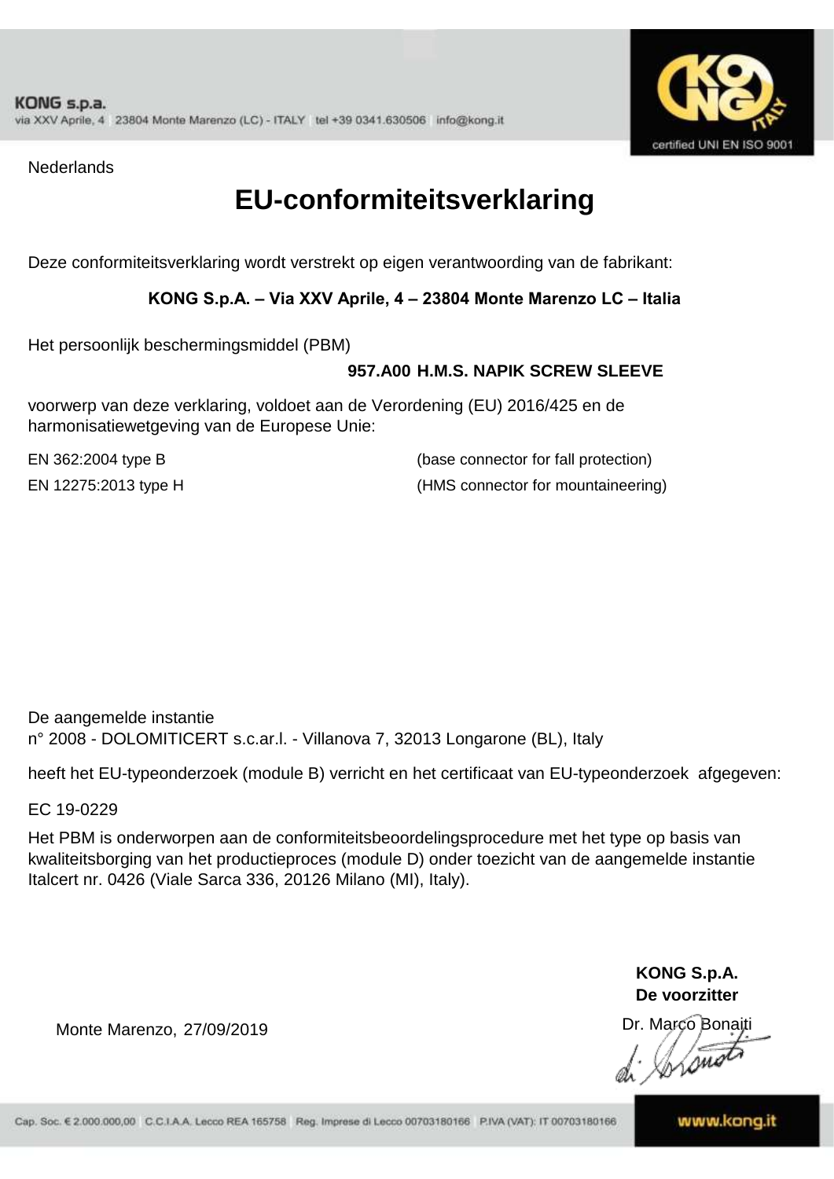Nederlands

# EU-conformiteitsverklaring

Deze conformiteitsverklaring wordt verstrekt op eigen verantwoording van de fabrikant:

**KONG S.p.A. – Via XXV Aprile, 4 – 23804 Monte Marenzo LC – Italia**

Het persoonlijk beschermingsmiddel (PBM)

**957.A00 H.M.S. NAPIK SCREW SLEEVE**

voorwerp van deze verklaring, voldoet aan de Verordening (EU) 2016/425 en de harmonisatiewetgeving van de Europese Unie:

| | |
|---|---|
| EN 362:2004 type B | (base connector for fall protection) |
| EN 12275:2013 type H | (HMS connector for mountaineering) |

De aangemelde instantie
n° 2008 - DOLOMITICERT s.c.ar.l. - Villanova 7, 32013 Longarone (BL), Italy

heeft het EU-typeonderzoek (module B) verricht en het certificaat van EU-typeonderzoek afgegeven:

EC 19-0229

Het PBM is onderworpen aan de conformiteitsbeoordelingsprocedure met het type op basis van kwaliteitsborging van het productieproces (module D) onder toezicht van de aangemelde instantie Italcert nr. 0426 (Viale Sarca 336, 20126 Milano (MI), Italy).

**KONG S.p.A.**
**De voorzitter**

Monte Marenzo, 27/09/2019

Dr. Marco Bonaiti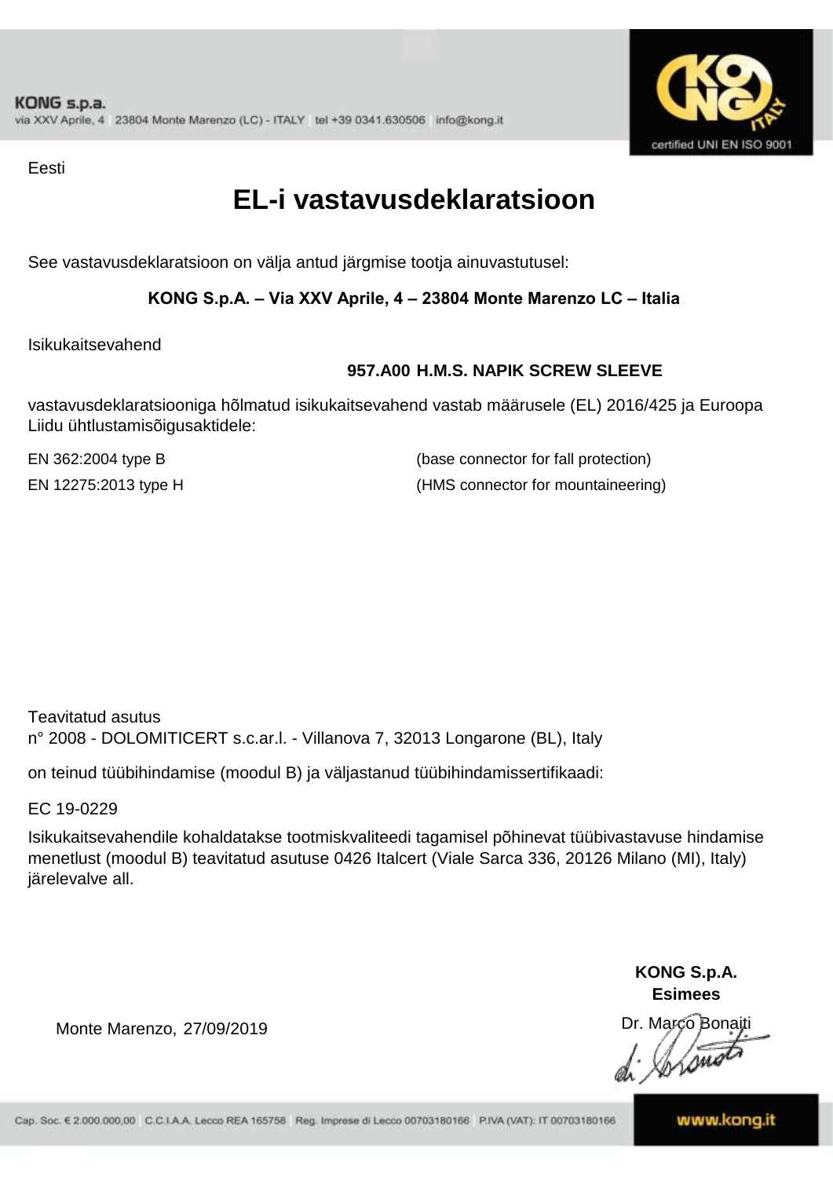Eesti

# EL-i vastavusdeklaratsioon

See vastavusdeklaratsioon on välja antud järgmise tootja ainuvastutusel:

**KONG S.p.A. – Via XXV Aprile, 4 – 23804 Monte Marenzo LC – Italia**

Isikukaitsevahend

**957.A00 H.M.S. NAPIK SCREW SLEEVE**

vastavusdeklaratsiooniga hõlmatud isikukaitsevahend vastab määrusele (EL) 2016/425 ja Euroopa Liidu ühtlustamisõigusaktidele:

| | |
|---|---|
| EN 362:2004 type B | (base connector for fall protection) |
| EN 12275:2013 type H | (HMS connector for mountaineering) |

Teavitatud asutus
n° 2008 - DOLOMITICERT s.c.ar.l. - Villanova 7, 32013 Longarone (BL), Italy

on teinud tüübihindamise (moodul B) ja väljastanud tüübihindamissertifikaadi:

EC 19-0229

Isikukaitsevahendile kohaldatakse tootmiskvaliteedi tagamisel põhinevat tüübivastavuse hindamise menetlust (moodul B) teavitatud asutuse 0426 Italcert (Viale Sarca 336, 20126 Milano (MI), Italy) järelevalve all.

**KONG S.p.A.**
**Esimees**

Monte Marenzo, 27/09/2019

Dr. Marco Bonaiti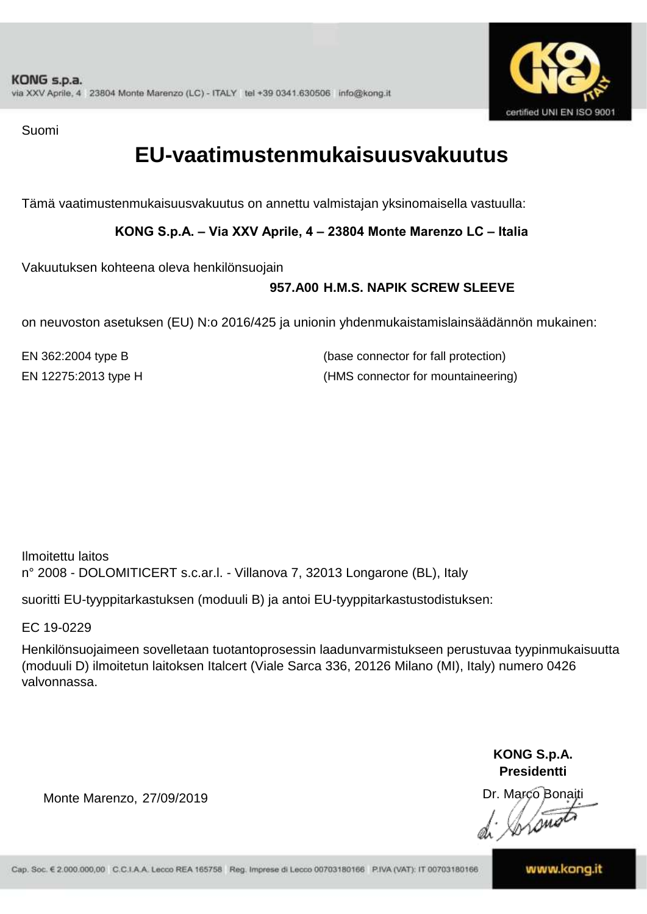Suomi

# EU-vaatimustenmukaisuusvakuutus

Tämä vaatimustenmukaisuusvakuutus on annettu valmistajan yksinomaisella vastuulla:

**KONG S.p.A. – Via XXV Aprile, 4 – 23804 Monte Marenzo LC – Italia**

Vakuutuksen kohteena oleva henkilönsuojain

**957.A00 H.M.S. NAPIK SCREW SLEEVE**

on neuvoston asetuksen (EU) N:o 2016/425 ja unionin yhdenmukaistamislainsäädännön mukainen:

| | |
|---|---|
| EN 362:2004 type B | (base connector for fall protection) |
| EN 12275:2013 type H | (HMS connector for mountaineering) |

Ilmoitettu laitos
n° 2008 - DOLOMITICERT s.c.ar.l. - Villanova 7, 32013 Longarone (BL), Italy

suoritti EU-tyyppitarkastuksen (moduuli B) ja antoi EU-tyyppitarkastustodistuksen:

EC 19-0229

Henkilönsuojaimeen sovelletaan tuotantoprosessin laadunvarmistukseen perustuvaa tyypinmukaisuutta (moduuli D) ilmoitetun laitoksen Italcert (Viale Sarca 336, 20126 Milano (MI), Italy) numero 0426 valvonnassa.

**KONG S.p.A.**
**Presidentti**

Monte Marenzo, 27/09/2019

Dr. Marco Bonaiti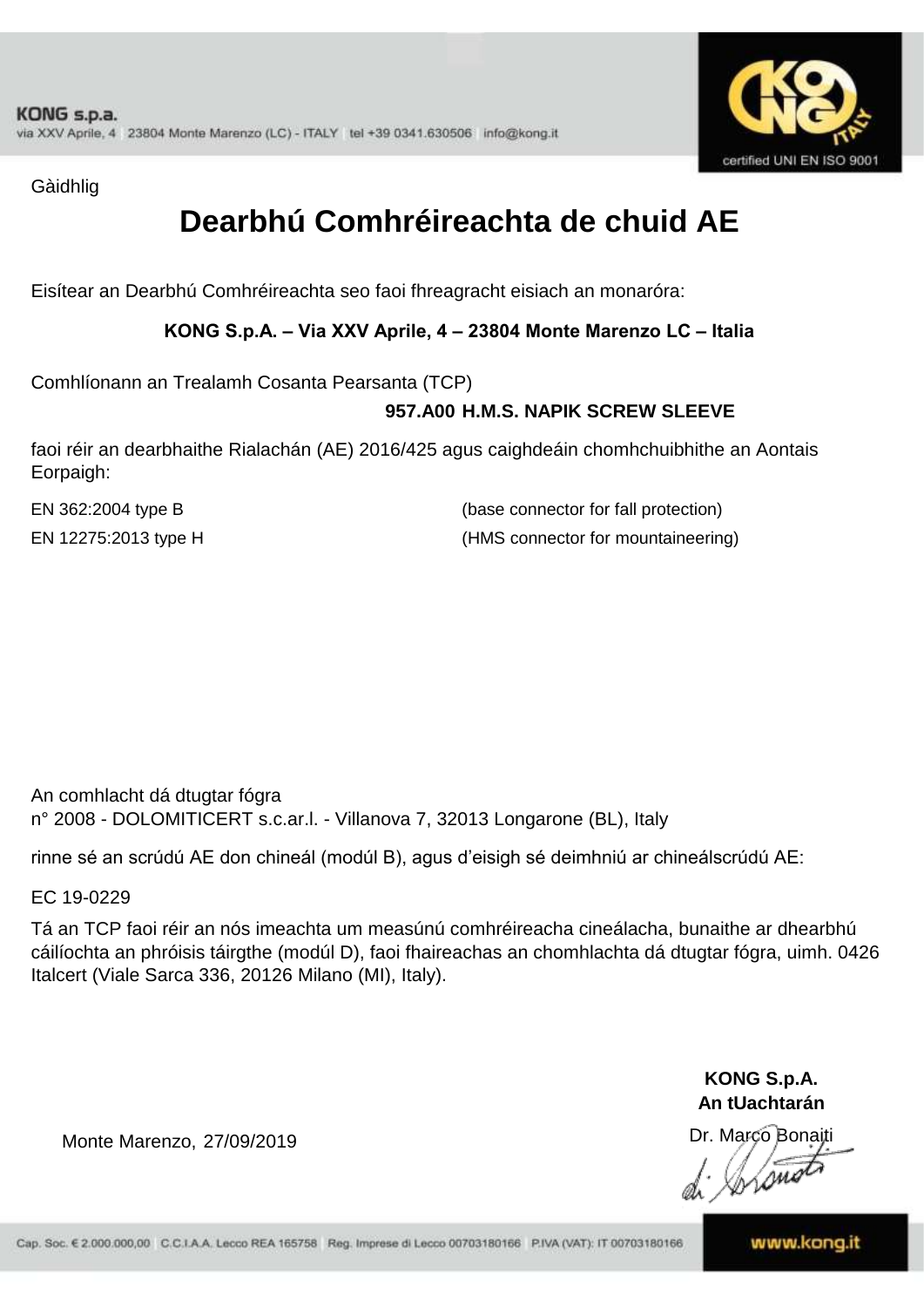Gàidhlig

# Dearbhú Comhréireachta de chuid AE

Eisítear an Dearbhú Comhréireachta seo faoi fhreagracht eisiach an monaróra:

**KONG S.p.A. – Via XXV Aprile, 4 – 23804 Monte Marenzo LC – Italia**

Comhlíonann an Trealamh Cosanta Pearsanta (TCP)

**957.A00 H.M.S. NAPIK SCREW SLEEVE**

faoi réir an dearbhaithe Rialachán (AE) 2016/425 agus caighdeáin chomhchuibhithe an Aontais Eorpaigh:

| | |
|---|---|
| EN 362:2004 type B | (base connector for fall protection) |
| EN 12275:2013 type H | (HMS connector for mountaineering) |

An comhlacht dá dtugtar fógra
n° 2008 - DOLOMITICERT s.c.ar.l. - Villanova 7, 32013 Longarone (BL), Italy

rinne sé an scrúdú AE don chineál (modúl B), agus d'eisigh sé deimhniú ar chineálscrúdú AE:

EC 19-0229

Tá an TCP faoi réir an nós imeachta um measúnú comhréireacha cineálacha, bunaithe ar dhearbhú cáilíochta an phróisis táirgthe (modúl D), faoi fhaireachas an chomhlachta dá dtugtar fógra, uimh. 0426 Italcert (Viale Sarca 336, 20126 Milano (MI), Italy).

Monte Marenzo, 27/09/2019

**KONG S.p.A.**
**An tUachtarán**
Dr. Marco Bonaiti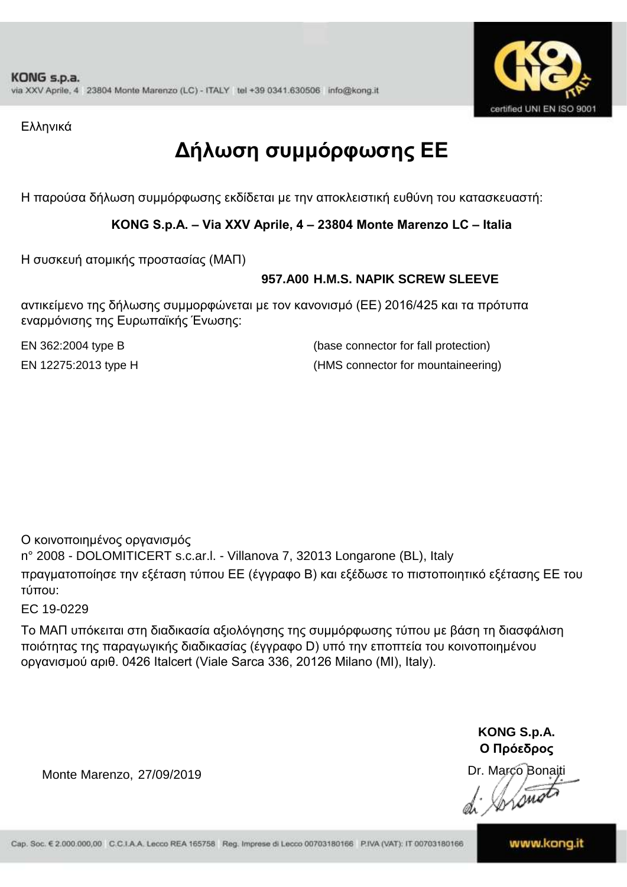Ελληνικά

# Δήλωση συμμόρφωσης ΕΕ

Η παρούσα δήλωση συμμόρφωσης εκδίδεται με την αποκλειστική ευθύνη του κατασκευαστή:

**KONG S.p.A. – Via XXV Aprile, 4 – 23804 Monte Marenzo LC – Italia**

Η συσκευή ατομικής προστασίας (ΜΑΠ)

**957.A00 H.M.S. NAPIK SCREW SLEEVE**

αντικείμενο της δήλωσης συμμορφώνεται με τον κανονισμό (ΕΕ) 2016/425 και τα πρότυπα εναρμόνισης της Ευρωπαϊκής Ένωσης:

| | |
|---|---|
| EN 362:2004 type B | (base connector for fall protection) |
| EN 12275:2013 type H | (HMS connector for mountaineering) |

Ο κοινοποιημένος οργανισμός
n° 2008 - DOLOMITICERT s.c.ar.l. - Villanova 7, 32013 Longarone (BL), Italy
πραγματοποίησε την εξέταση τύπου ΕΕ (έγγραφο B) και εξέδωσε το πιστοποιητικό εξέτασης ΕΕ του τύπου:

EC 19-0229

Το ΜΑΠ υπόκειται στη διαδικασία αξιολόγησης της συμμόρφωσης τύπου με βάση τη διασφάλιση ποιότητας της παραγωγικής διαδικασίας (έγγραφο D) υπό την εποπτεία του κοινοποιημένου οργανισμού αριθ. 0426 Italcert (Viale Sarca 336, 20126 Milano (MI), Italy).

Monte Marenzo, 27/09/2019

**KONG S.p.A.**
**Ο Πρόεδρος**
Dr. Marco Bonaiti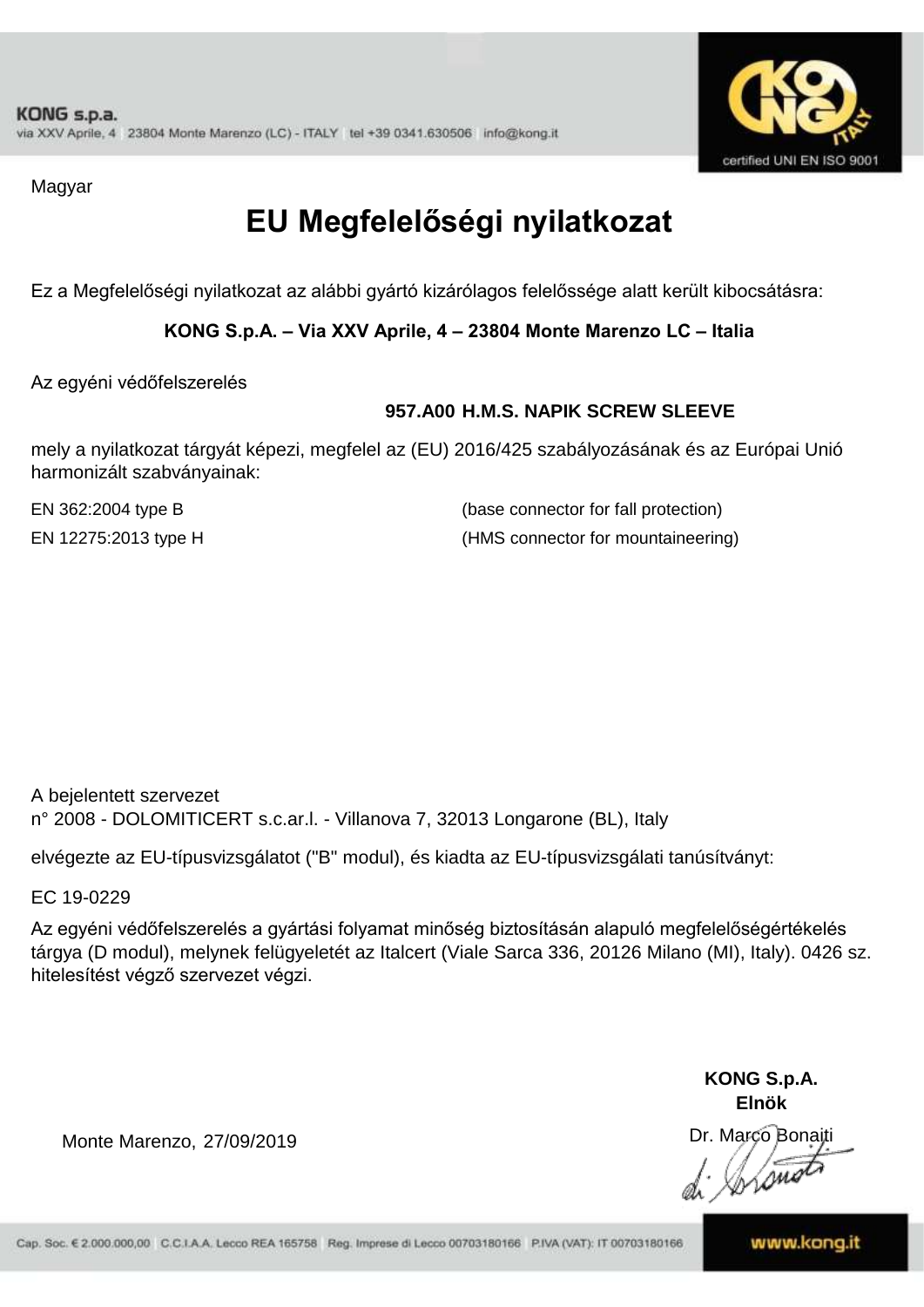Magyar

# EU Megfelelőségi nyilatkozat

Ez a Megfelelőségi nyilatkozat az alábbi gyártó kizárólagos felelőssége alatt került kibocsátásra:

**KONG S.p.A. – Via XXV Aprile, 4 – 23804 Monte Marenzo LC – Italia**

Az egyéni védőfelszerelés

**957.A00 H.M.S. NAPIK SCREW SLEEVE**

mely a nyilatkozat tárgyát képezi, megfelel az (EU) 2016/425 szabályozásának és az Európai Unió harmonizált szabványainak:

| | |
|---|---|
| EN 362:2004 type B | (base connector for fall protection) |
| EN 12275:2013 type H | (HMS connector for mountaineering) |

A bejelentett szervezet
n° 2008 - DOLOMITICERT s.c.ar.l. - Villanova 7, 32013 Longarone (BL), Italy

elvégezte az EU-típusvizsgálatot ("B" modul), és kiadta az EU-típusvizsgálati tanúsítványt:

EC 19-0229

Az egyéni védőfelszerelés a gyártási folyamat minőség biztosításán alapuló megfelelőségértékelés tárgya (D modul), melynek felügyeletét az Italcert (Viale Sarca 336, 20126 Milano (MI), Italy). 0426 sz. hitelesítést végző szervezet végzi.

**KONG S.p.A.**
**Elnök**

Monte Marenzo, 27/09/2019

Dr. Marco Bonaiti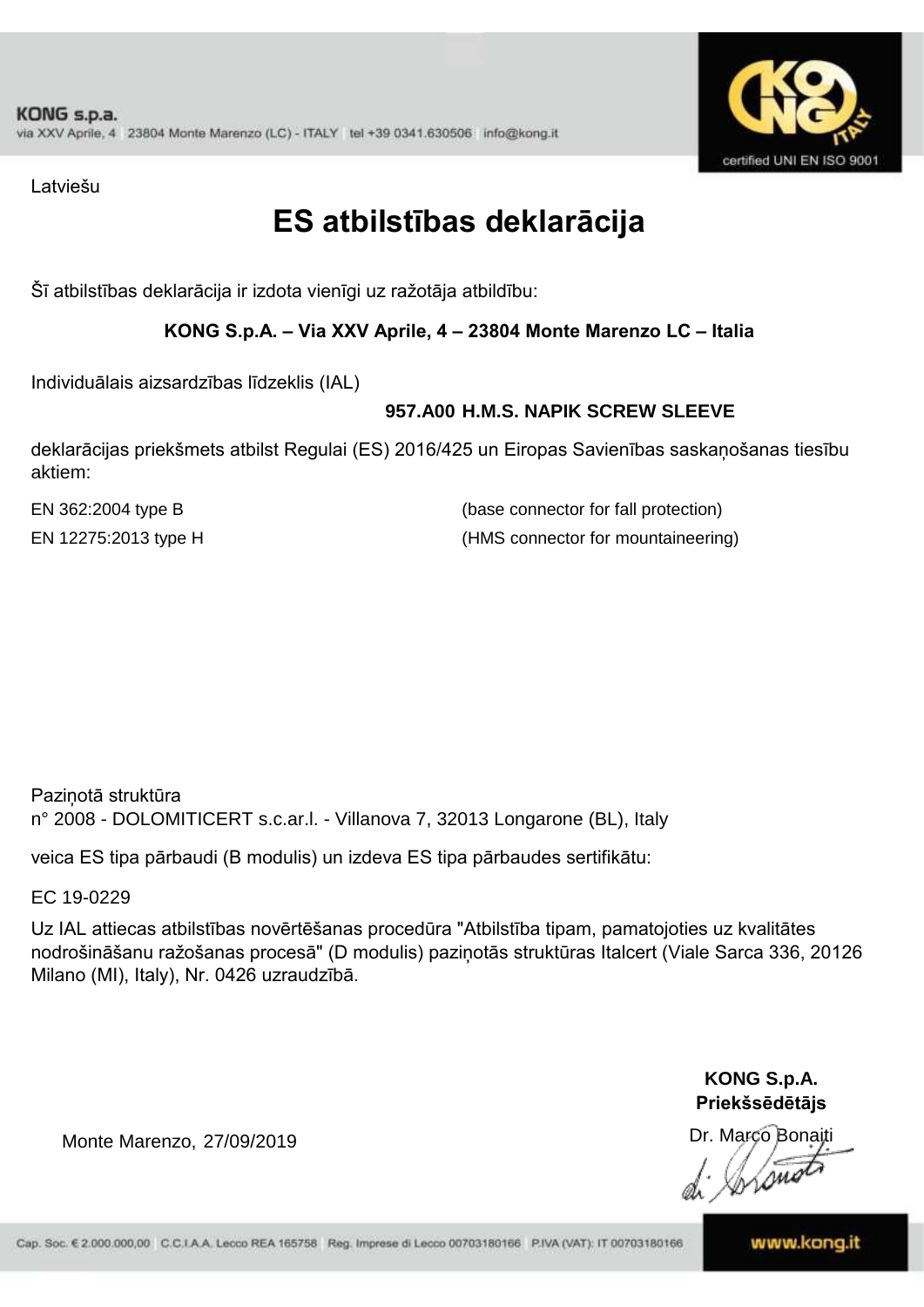Latviešu

# ES atbilstības deklarācija

Šī atbilstības deklarācija ir izdota vienīgi uz ražotāja atbildību:

**KONG S.p.A. – Via XXV Aprile, 4 – 23804 Monte Marenzo LC – Italia**

Individuālais aizsardzības līdzeklis (IAL)

**957.A00 H.M.S. NAPIK SCREW SLEEVE**

deklarācijas priekšmets atbilst Regulai (ES) 2016/425 un Eiropas Savienības saskaņošanas tiesību aktiem:

| | |
|---|---|
| EN 362:2004 type B | (base connector for fall protection) |
| EN 12275:2013 type H | (HMS connector for mountaineering) |

Paziņotā struktūra
n° 2008 - DOLOMITICERT s.c.ar.l. - Villanova 7, 32013 Longarone (BL), Italy

veica ES tipa pārbaudi (B modulis) un izdeva ES tipa pārbaudes sertifikātu:

EC 19-0229

Uz IAL attiecas atbilstības novērtēšanas procedūra "Atbilstība tipam, pamatojoties uz kvalitātes nodrošināšanu ražošanas procesā" (D modulis) paziņotās struktūras Italcert (Viale Sarca 336, 20126 Milano (MI), Italy), Nr. 0426 uzraudzībā.

Monte Marenzo, 27/09/2019

**KONG S.p.A.**
**Priekšsēdētājs**
Dr. Marco Bonaiti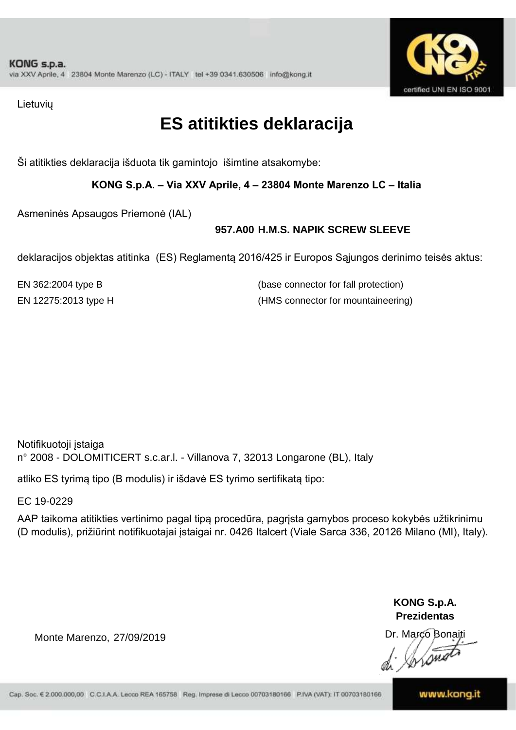Lietuvių

# ES atitikties deklaracija

Ši atitikties deklaracija išduota tik gamintojo išimtine atsakomybe:

**KONG S.p.A. – Via XXV Aprile, 4 – 23804 Monte Marenzo LC – Italia**

Asmeninės Apsaugos Priemonė (IAL)

**957.A00 H.M.S. NAPIK SCREW SLEEVE**

deklaracijos objektas atitinka (ES) Reglamentą 2016/425 ir Europos Sąjungos derinimo teisės aktus:

EN 362:2004 type B (base connector for fall protection)

EN 12275:2013 type H (HMS connector for mountaineering)

Notifikuotoji įstaiga
n° 2008 - DOLOMITICERT s.c.ar.l. - Villanova 7, 32013 Longarone (BL), Italy

atliko ES tyrimą tipo (B modulis) ir išdavė ES tyrimo sertifikatą tipo:

EC 19-0229

AAP taikoma atitikties vertinimo pagal tipą procedūra, pagrįsta gamybos proceso kokybės užtikrinimu (D modulis), prižiūrint notifikuotajai įstaigai nr. 0426 Italcert (Viale Sarca 336, 20126 Milano (MI), Italy).

Monte Marenzo, 27/09/2019

**KONG S.p.A.**
**Prezidentas**
Dr. Marco Bonaiti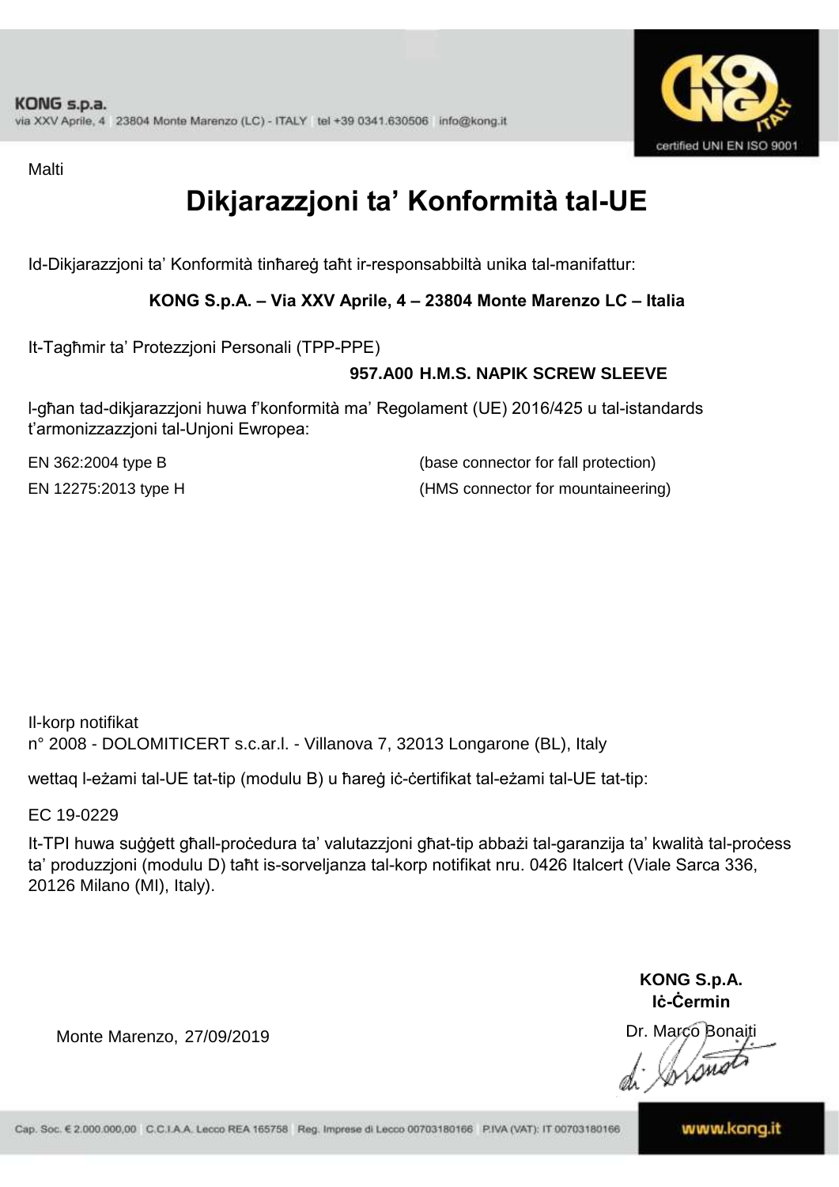Malti

# Dikjarazzjoni ta' Konformità tal-UE

Id-Dikjarazzjoni ta' Konformità tinħareġ taħt ir-responsabbiltà unika tal-manifattur:

**KONG S.p.A. – Via XXV Aprile, 4 – 23804 Monte Marenzo LC – Italia**

It-Tagħmir ta' Protezzjoni Personali (TPP-PPE)

**957.A00 H.M.S. NAPIK SCREW SLEEVE**

l-għan tad-dikjarazzjoni huwa f'konformità ma' Regolament (UE) 2016/425 u tal-istandards t'armonizzazzjoni tal-Unjoni Ewropea:

| | |
|---|---|
| EN 362:2004 type B | (base connector for fall protection) |
| EN 12275:2013 type H | (HMS connector for mountaineering) |

Il-korp notifikat
n° 2008 - DOLOMITICERT s.c.ar.l. - Villanova 7, 32013 Longarone (BL), Italy

wettaq l-eżami tal-UE tat-tip (modulu B) u ħareġ iċ-ċertifikat tal-eżami tal-UE tat-tip:

EC 19-0229

It-TPI huwa suġġett għall-proċedura ta' valutazzjoni għat-tip abbażi tal-garanzija ta' kwalità tal-proċess ta' produzzjoni (modulu D) taħt is-sorveljanza tal-korp notifikat nru. 0426 Italcert (Viale Sarca 336, 20126 Milano (MI), Italy).

**KONG S.p.A.**
**Iċ-Ċermin**

Monte Marenzo, 27/09/2019

Dr. Marco Bonaiti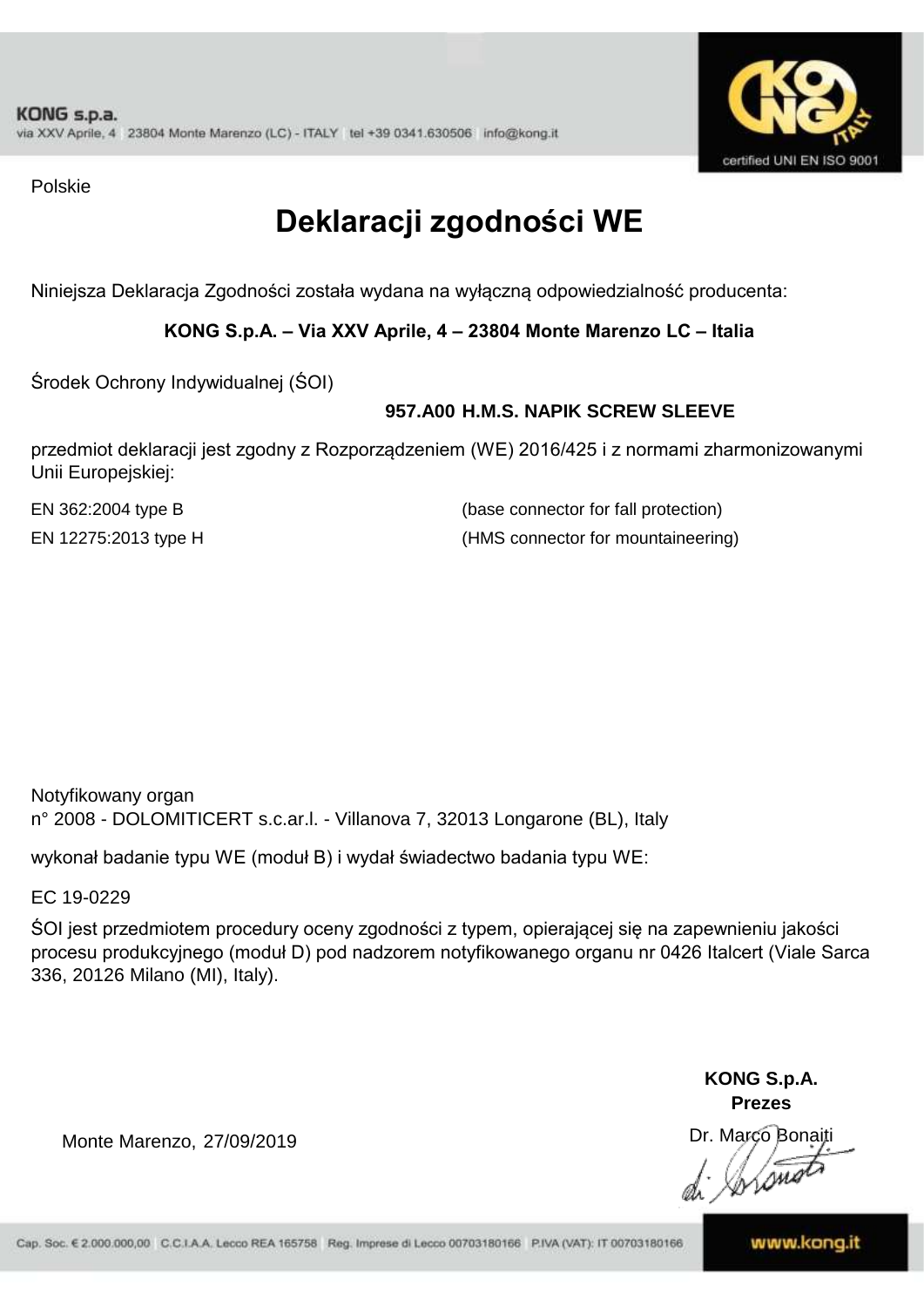KONG s.p.a.
via XXV Aprile, 4 23804 Monte Marenzo (LC) - ITALY tel +39 0341.630506 info@kong.it

certified UNI EN ISO 9001

Polskie

# Deklaracji zgodności WE

Niniejsza Deklaracja Zgodności została wydana na wyłączną odpowiedzialność producenta:

**KONG S.p.A. – Via XXV Aprile, 4 – 23804 Monte Marenzo LC – Italia**

Środek Ochrony Indywidualnej (ŚOI)

**957.A00 H.M.S. NAPIK SCREW SLEEVE**

przedmiot deklaracji jest zgodny z Rozporządzeniem (WE) 2016/425 i z normami zharmonizowanymi Unii Europejskiej:

EN 362:2004 type B (base connector for fall protection)

EN 12275:2013 type H (HMS connector for mountaineering)

Notyfikowany organ
n° 2008 - DOLOMITICERT s.c.ar.l. - Villanova 7, 32013 Longarone (BL), Italy

wykonał badanie typu WE (moduł B) i wydał świadectwo badania typu WE:

EC 19-0229

ŚOI jest przedmiotem procedury oceny zgodności z typem, opierającej się na zapewnieniu jakości procesu produkcyjnego (moduł D) pod nadzorem notyfikowanego organu nr 0426 Italcert (Viale Sarca 336, 20126 Milano (MI), Italy).

**KONG S.p.A.**
**Prezes**

Monte Marenzo, 27/09/2019

Dr. Marco Bonaiti

Cap. Soc. € 2.000.000,00 C.C.I.A.A. Lecco REA 165758 Reg. Imprese di Lecco 00703180166 P.IVA (VAT): IT 00703180166

www.kong.it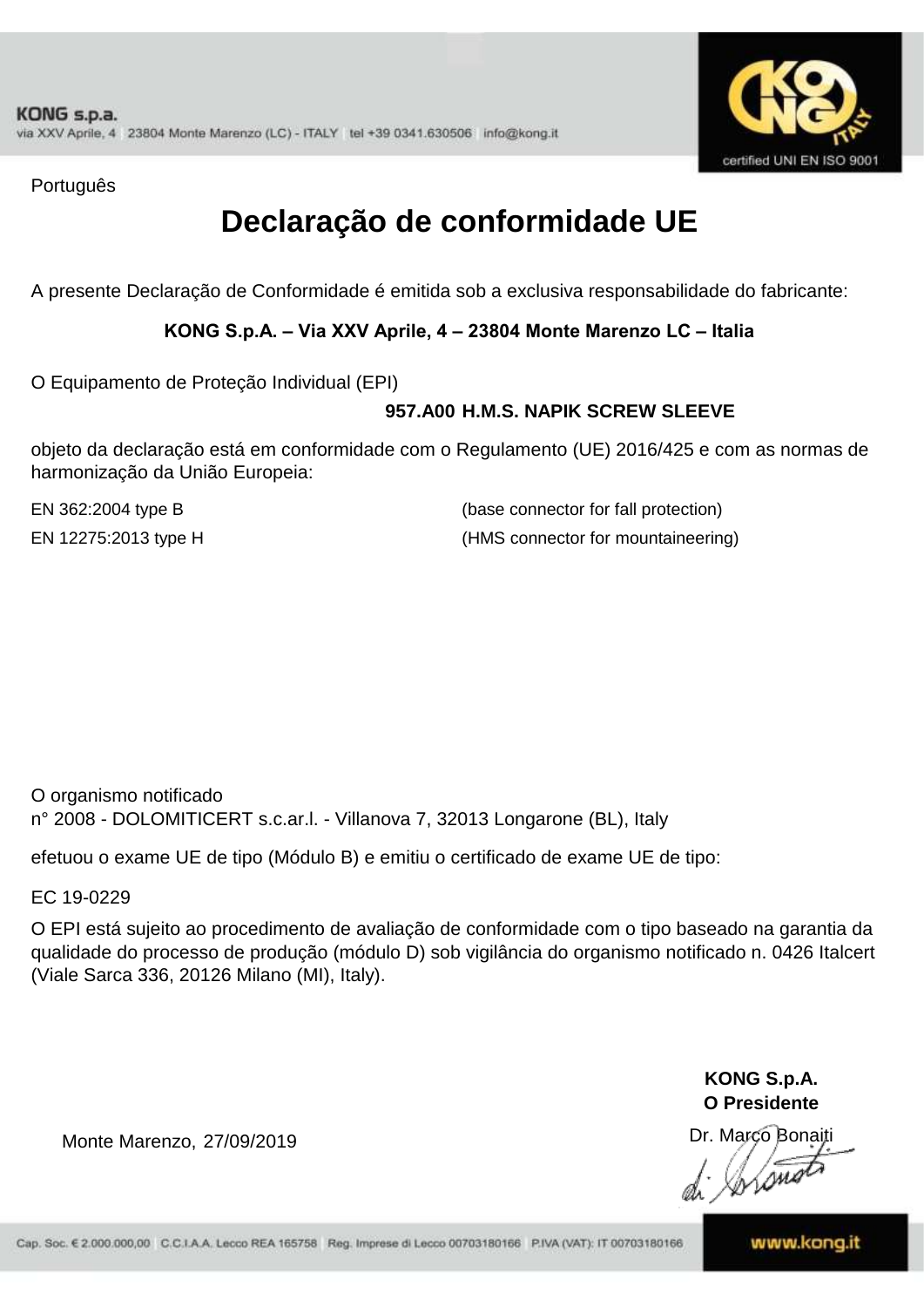Português

# Declaração de conformidade UE

A presente Declaração de Conformidade é emitida sob a exclusiva responsabilidade do fabricante:

**KONG S.p.A. – Via XXV Aprile, 4 – 23804 Monte Marenzo LC – Italia**

O Equipamento de Proteção Individual (EPI)

**957.A00 H.M.S. NAPIK SCREW SLEEVE**

objeto da declaração está em conformidade com o Regulamento (UE) 2016/425 e com as normas de harmonização da União Europeia:

| | |
|---|---|
| EN 362:2004 type B | (base connector for fall protection) |
| EN 12275:2013 type H | (HMS connector for mountaineering) |

O organismo notificado
n° 2008 - DOLOMITICERT s.c.ar.l. - Villanova 7, 32013 Longarone (BL), Italy

efetuou o exame UE de tipo (Módulo B) e emitiu o certificado de exame UE de tipo:

EC 19-0229

O EPI está sujeito ao procedimento de avaliação de conformidade com o tipo baseado na garantia da qualidade do processo de produção (módulo D) sob vigilância do organismo notificado n. 0426 Italcert (Viale Sarca 336, 20126 Milano (MI), Italy).

**KONG S.p.A.**
**O Presidente**
Dr. Marco Bonaiti

Monte Marenzo, 27/09/2019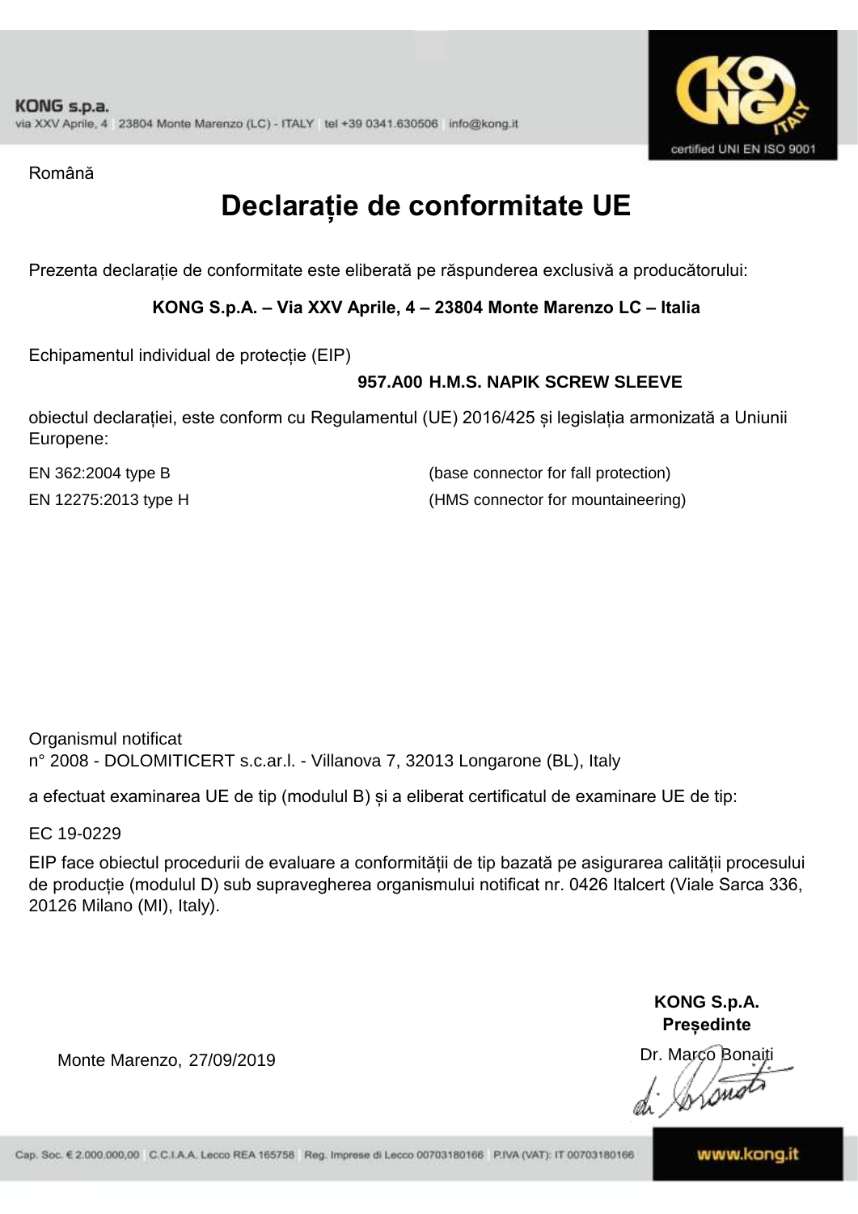Română

# Declarație de conformitate UE

Prezenta declarație de conformitate este eliberată pe răspunderea exclusivă a producătorului:

**KONG S.p.A. – Via XXV Aprile, 4 – 23804 Monte Marenzo LC – Italia**

Echipamentul individual de protecție (EIP)

**957.A00 H.M.S. NAPIK SCREW SLEEVE**

obiectul declarației, este conform cu Regulamentul (UE) 2016/425 și legislația armonizată a Uniunii Europene:

| | |
|---|---|
| EN 362:2004 type B | (base connector for fall protection) |
| EN 12275:2013 type H | (HMS connector for mountaineering) |

Organismul notificat
n° 2008 - DOLOMITICERT s.c.ar.l. - Villanova 7, 32013 Longarone (BL), Italy

a efectuat examinarea UE de tip (modulul B) și a eliberat certificatul de examinare UE de tip:

EC 19-0229

EIP face obiectul procedurii de evaluare a conformității de tip bazată pe asigurarea calității procesului de producție (modulul D) sub supravegherea organismului notificat nr. 0426 Italcert (Viale Sarca 336, 20126 Milano (MI), Italy).

Monte Marenzo, 27/09/2019

**KONG S.p.A.**
**Președinte**
Dr. Marco Bonaiti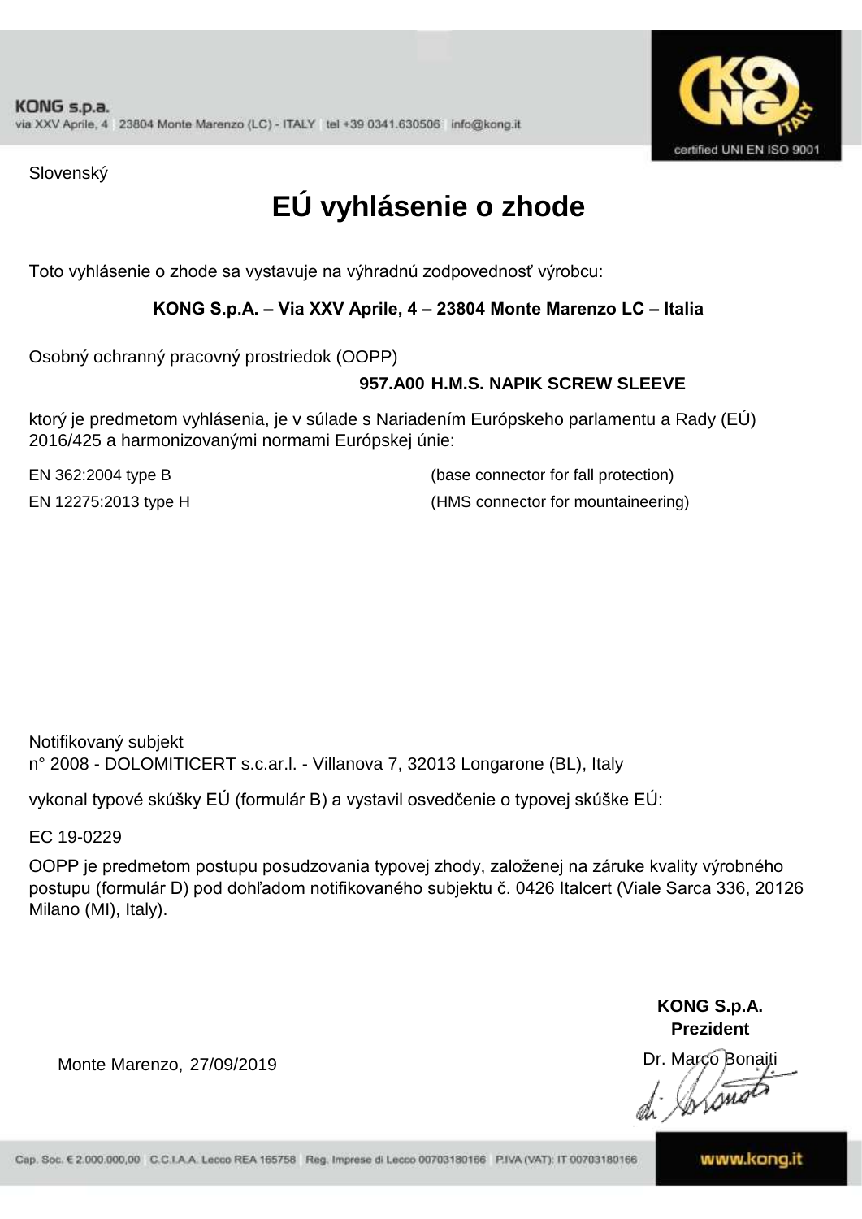Slovenský

# EÚ vyhlásenie o zhode

Toto vyhlásenie o zhode sa vystavuje na výhradnú zodpovednosť výrobcu:

**KONG S.p.A. – Via XXV Aprile, 4 – 23804 Monte Marenzo LC – Italia**

Osobný ochranný pracovný prostriedok (OOPP)

**957.A00 H.M.S. NAPIK SCREW SLEEVE**

ktorý je predmetom vyhlásenia, je v súlade s Nariadením Európskeho parlamentu a Rady (EÚ) 2016/425 a harmonizovanými normami Európskej únie:

EN 362:2004 type B (base connector for fall protection)

EN 12275:2013 type H (HMS connector for mountaineering)

Notifikovaný subjekt
n° 2008 - DOLOMITICERT s.c.ar.l. - Villanova 7, 32013 Longarone (BL), Italy

vykonal typové skúšky EÚ (formulár B) a vystavil osvedčenie o typovej skúške EÚ:

EC 19-0229

OOPP je predmetom postupu posudzovania typovej zhody, založenej na záruke kvality výrobného postupu (formulár D) pod dohľadom notifikovaného subjektu č. 0426 Italcert (Viale Sarca 336, 20126 Milano (MI), Italy).

Monte Marenzo, 27/09/2019

**KONG S.p.A.**
**Prezident**
Dr. Marco Bonaiti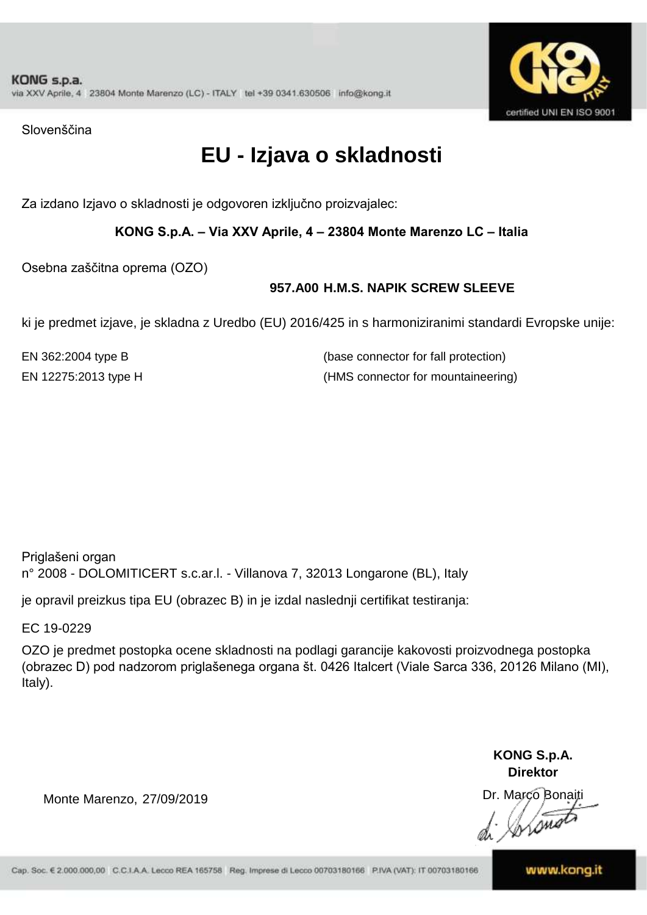Slovenščina

# EU - Izjava o skladnosti

Za izdano Izjavo o skladnosti je odgovoren izključno proizvajalec:

**KONG S.p.A. – Via XXV Aprile, 4 – 23804 Monte Marenzo LC – Italia**

Osebna zaščitna oprema (OZO)

**957.A00 H.M.S. NAPIK SCREW SLEEVE**

ki je predmet izjave, je skladna z Uredbo (EU) 2016/425 in s harmoniziranimi standardi Evropske unije:

| | |
|---|---|
| EN 362:2004 type B | (base connector for fall protection) |
| EN 12275:2013 type H | (HMS connector for mountaineering) |

Priglašeni organ
n° 2008 - DOLOMITICERT s.c.ar.l. - Villanova 7, 32013 Longarone (BL), Italy

je opravil preizkus tipa EU (obrazec B) in je izdal naslednji certifikat testiranja:

EC 19-0229

OZO je predmet postopka ocene skladnosti na podlagi garancije kakovosti proizvodnega postopka (obrazec D) pod nadzorom priglašenega organa št. 0426 Italcert (Viale Sarca 336, 20126 Milano (MI), Italy).

Monte Marenzo, 27/09/2019

**KONG S.p.A.**
**Direktor**
Dr. Marco Bonaiti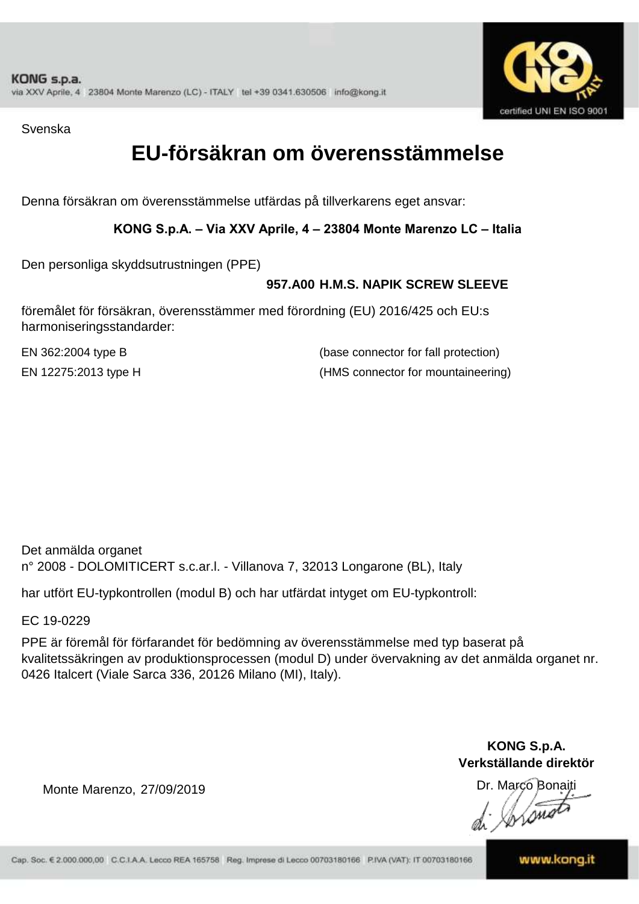Svenska

# EU-försäkran om överensstämmelse

Denna försäkran om överensstämmelse utfärdas på tillverkarens eget ansvar:

**KONG S.p.A. – Via XXV Aprile, 4 – 23804 Monte Marenzo LC – Italia**

Den personliga skyddsutrustningen (PPE)

**957.A00 H.M.S. NAPIK SCREW SLEEVE**

föremålet för försäkran, överensstämmer med förordning (EU) 2016/425 och EU:s harmoniseringsstandarder:

| | |
|---|---|
| EN 362:2004 type B | (base connector for fall protection) |
| EN 12275:2013 type H | (HMS connector for mountaineering) |

Det anmälda organet
n° 2008 - DOLOMITICERT s.c.ar.l. - Villanova 7, 32013 Longarone (BL), Italy

har utfört EU-typkontrollen (modul B) och har utfärdat intyget om EU-typkontroll:

EC 19-0229

PPE är föremål för förfarandet för bedömning av överensstämmelse med typ baserat på kvalitetssäkringen av produktionsprocessen (modul D) under övervakning av det anmälda organet nr. 0426 Italcert (Viale Sarca 336, 20126 Milano (MI), Italy).

**KONG S.p.A.**
**Verkställande direktör**

Monte Marenzo, 27/09/2019

Dr. Marco Bonaiti